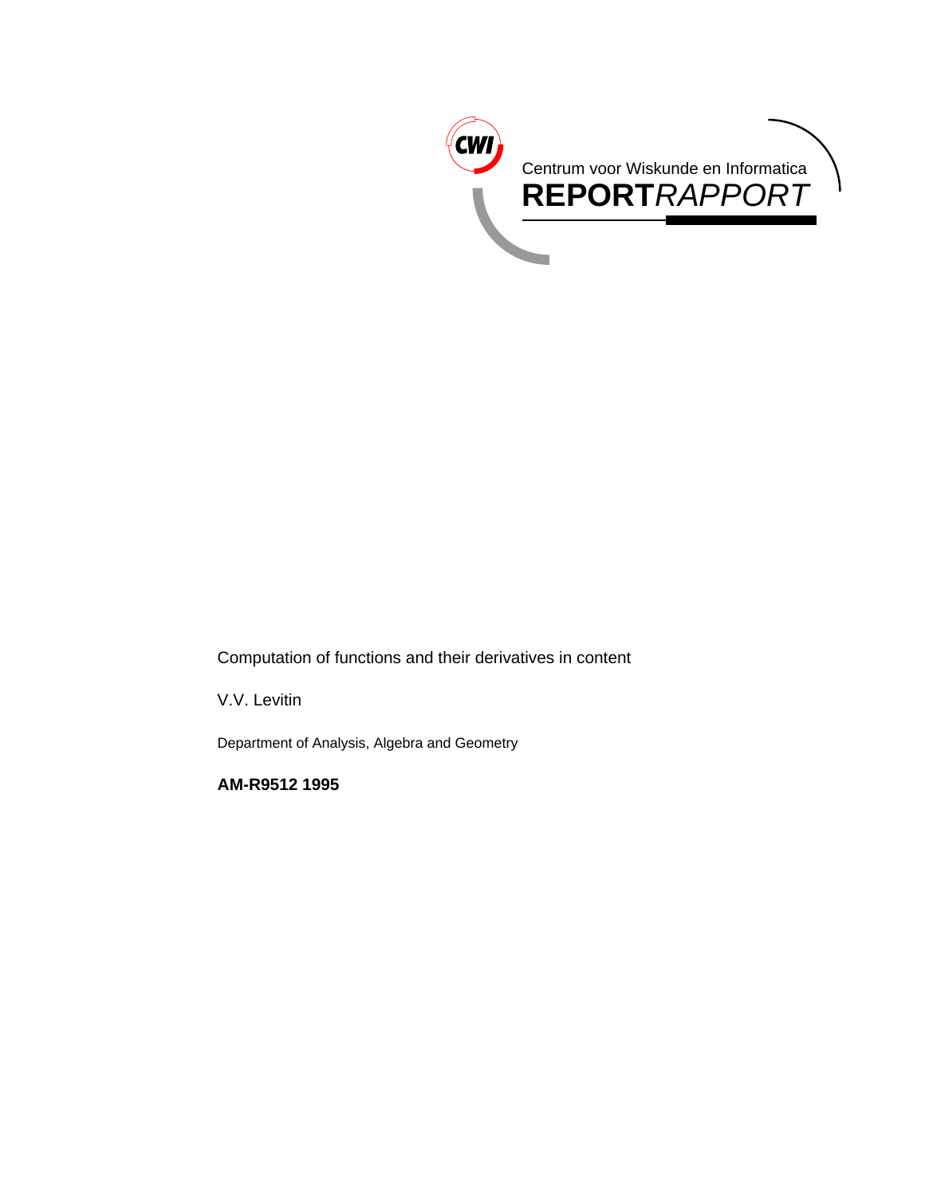Centrum voor Wiskunde en Informatica

**REPORT***RAPPORT*

Computation of functions and their derivatives in content

V.V. Levitin

Department of Analysis, Algebra and Geometry

**AM-R9512 1995**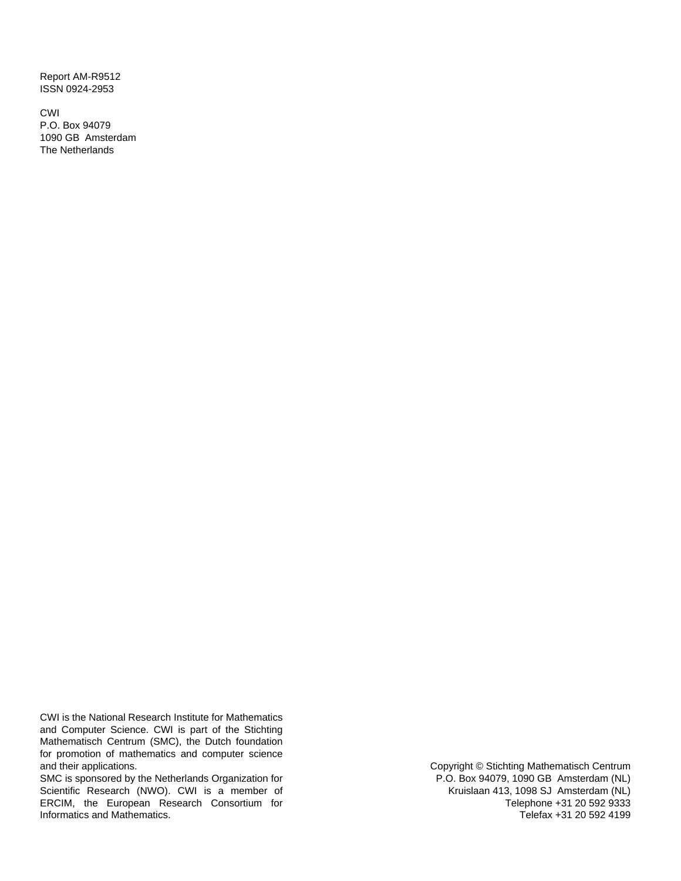Report AM-R9512
ISSN 0924-2953

CWI
P.O. Box 94079
1090 GB  Amsterdam
The Netherlands

CWI is the National Research Institute for Mathematics and Computer Science. CWI is part of the Stichting Mathematisch Centrum (SMC), the Dutch foundation for promotion of mathematics and computer science and their applications.
SMC is sponsored by the Netherlands Organization for Scientific Research (NWO). CWI is a member of ERCIM, the European Research Consortium for Informatics and Mathematics.

Copyright © Stichting Mathematisch Centrum
P.O. Box 94079, 1090 GB  Amsterdam (NL)
Kruislaan 413, 1098 SJ  Amsterdam (NL)
Telephone +31 20 592 9333
Telefax +31 20 592 4199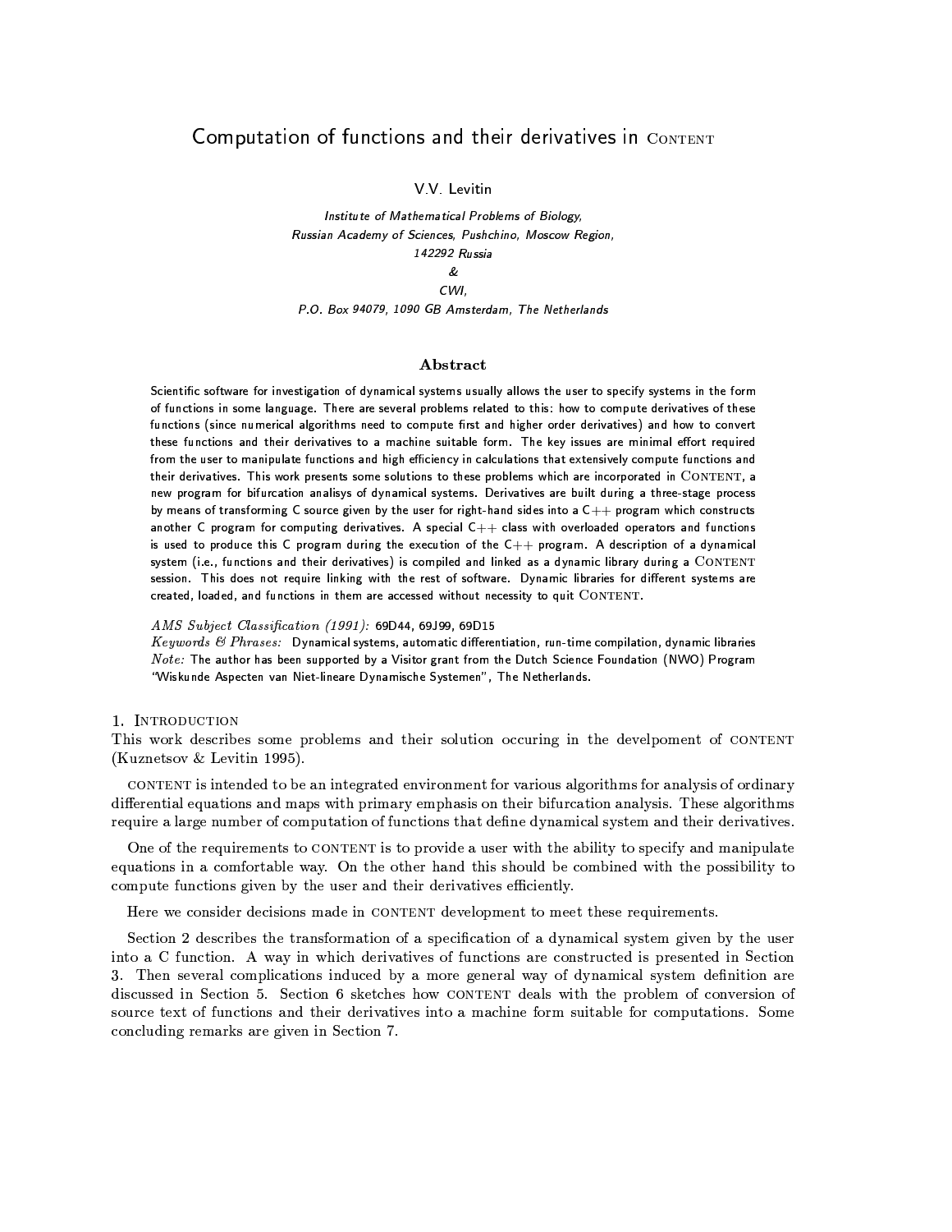# Computation of functions and their derivatives in Content

V.V. Levitin

*Institute of Mathematical Problems of Biology,*
*Russian Academy of Sciences, Pushchino, Moscow Region,*
*142292 Russia*
*&*
*CWI,*
*P.O. Box 94079, 1090 GB Amsterdam, The Netherlands*

## Abstract

Scientific software for investigation of dynamical systems usually allows the user to specify systems in the form of functions in some language. There are several problems related to this: how to compute derivatives of these functions (since numerical algorithms need to compute first and higher order derivatives) and how to convert these functions and their derivatives to a machine suitable form. The key issues are minimal effort required from the user to manipulate functions and high efficiency in calculations that extensively compute functions and their derivatives. This work presents some solutions to these problems which are incorporated in Content, a new program for bifurcation analisys of dynamical systems. Derivatives are built during a three-stage process by means of transforming C source given by the user for right-hand sides into a C++ program which constructs another C program for computing derivatives. A special C++ class with overloaded operators and functions is used to produce this C program during the execution of the C++ program. A description of a dynamical system (i.e., functions and their derivatives) is compiled and linked as a dynamic library during a Content session. This does not require linking with the rest of software. Dynamic libraries for different systems are created, loaded, and functions in them are accessed without necessity to quit Content.

*AMS Subject Classification (1991):* 69D44, 69J99, 69D15
*Keywords & Phrases:* Dynamical systems, automatic differentiation, run-time compilation, dynamic libraries
*Note:* The author has been supported by a Visitor grant from the Dutch Science Foundation (NWO) Program "Wiskunde Aspecten van Niet-lineare Dynamische Systemen", The Netherlands.

## 1. Introduction

This work describes some problems and their solution occuring in the develpoment of content (Kuznetsov & Levitin 1995).

content is intended to be an integrated environment for various algorithms for analysis of ordinary differential equations and maps with primary emphasis on their bifurcation analysis. These algorithms require a large number of computation of functions that define dynamical system and their derivatives.

One of the requirements to content is to provide a user with the ability to specify and manipulate equations in a comfortable way. On the other hand this should be combined with the possibility to compute functions given by the user and their derivatives efficiently.

Here we consider decisions made in content development to meet these requirements.

Section 2 describes the transformation of a specification of a dynamical system given by the user into a C function. A way in which derivatives of functions are constructed is presented in Section 3. Then several complications induced by a more general way of dynamical system definition are discussed in Section 5. Section 6 sketches how content deals with the problem of conversion of source text of functions and their derivatives into a machine form suitable for computations. Some concluding remarks are given in Section 7.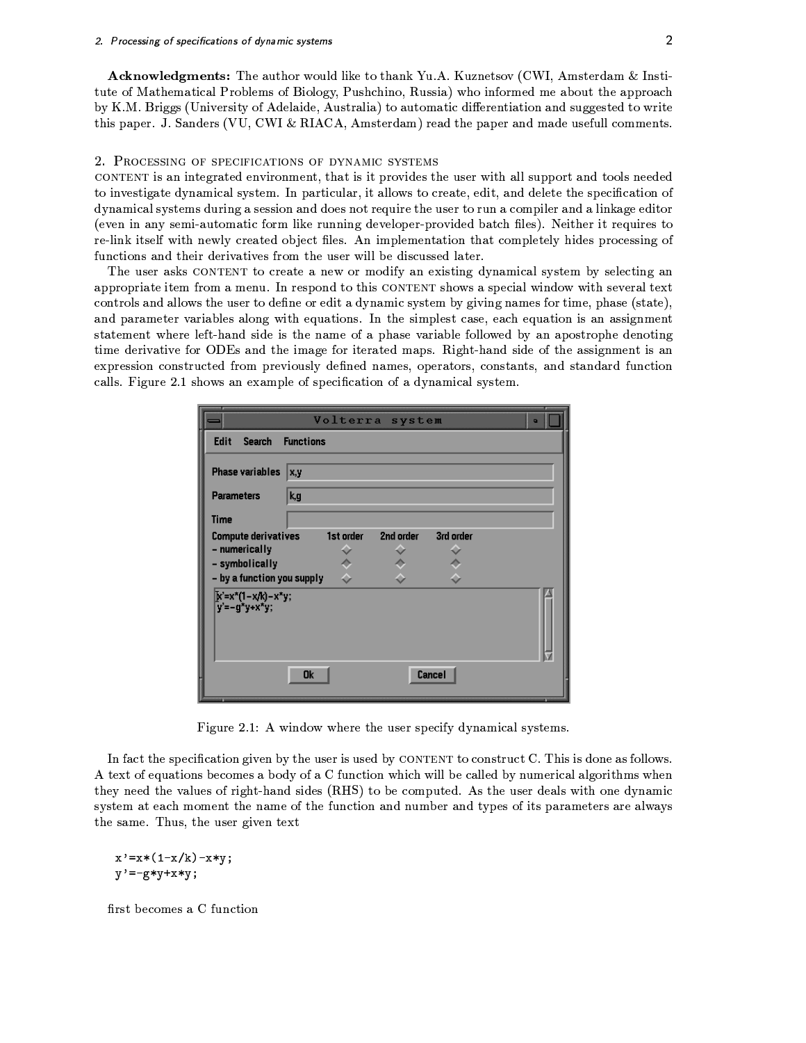**Acknowledgments:** The author would like to thank Yu.A. Kuznetsov (CWI, Amsterdam & Institute of Mathematical Problems of Biology, Pushchino, Russia) who informed me about the approach by K.M. Briggs (University of Adelaide, Australia) to automatic differentiation and suggested to write this paper. J. Sanders (VU, CWI & RIACA, Amsterdam) read the paper and made usefull comments.

## 2. Processing of specifications of dynamic systems

CONTENT is an integrated environment, that is it provides the user with all support and tools needed to investigate dynamical system. In particular, it allows to create, edit, and delete the specification of dynamical systems during a session and does not require the user to run a compiler and a linkage editor (even in any semi-automatic form like running developer-provided batch files). Neither it requires to re-link itself with newly created object files. An implementation that completely hides processing of functions and their derivatives from the user will be discussed later.

The user asks CONTENT to create a new or modify an existing dynamical system by selecting an appropriate item from a menu. In respond to this CONTENT shows a special window with several text controls and allows the user to define or edit a dynamic system by giving names for time, phase (state), and parameter variables along with equations. In the simplest case, each equation is an assignment statement where left-hand side is the name of a phase variable followed by an apostrophe denoting time derivative for ODEs and the image for iterated maps. Right-hand side of the assignment is an expression constructed from previously defined names, operators, constants, and standard function calls. Figure 2.1 shows an example of specification of a dynamical system.

Figure 2.1: A window where the user specify dynamical systems.

In fact the specification given by the user is used by CONTENT to construct C. This is done as follows. A text of equations becomes a body of a C function which will be called by numerical algorithms when they need the values of right-hand sides (RHS) to be computed. As the user deals with one dynamic system at each moment the name of the function and number and types of its parameters are always the same. Thus, the user given text

```
x'=x*(1-x/k)-x*y;
y'=-g*y+x*y;
```

first becomes a C function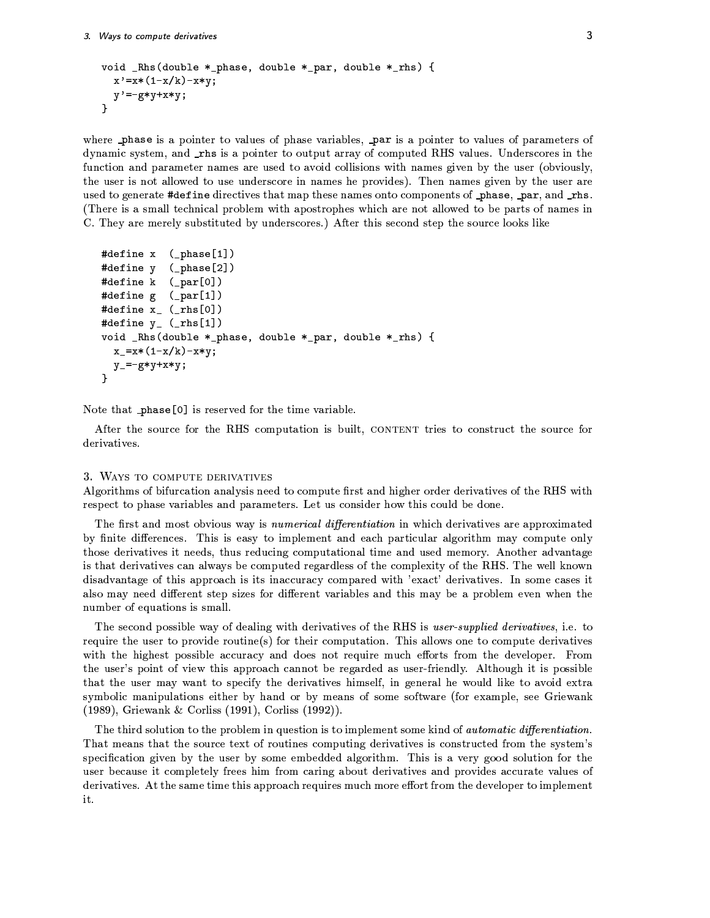```
void _Rhs(double *_phase, double *_par, double *_rhs) {
  x'=x*(1-x/k)-x*y;
  y'=-g*y+x*y;
}
```

where `_phase` is a pointer to values of phase variables, `_par` is a pointer to values of parameters of dynamic system, and `_rhs` is a pointer to output array of computed RHS values. Underscores in the function and parameter names are used to avoid collisions with names given by the user (obviously, the user is not allowed to use underscore in names he provides). Then names given by the user are used to generate **#define** directives that map these names onto components of `_phase`, `_par`, and `_rhs`. (There is a small technical problem with apostrophes which are not allowed to be parts of names in C. They are merely substituted by underscores.) After this second step the source looks like

```
#define x  (_phase[1])
#define y  (_phase[2])
#define k  (_par[0])
#define g  (_par[1])
#define x_ (_rhs[0])
#define y_ (_rhs[1])
void _Rhs(double *_phase, double *_par, double *_rhs) {
  x_=x*(1-x/k)-x*y;
  y_=-g*y+x*y;
}
```

Note that `_phase[0]` is reserved for the time variable.

After the source for the RHS computation is built, CONTENT tries to construct the source for derivatives.

## 3. Ways to compute derivatives

Algorithms of bifurcation analysis need to compute first and higher order derivatives of the RHS with respect to phase variables and parameters. Let us consider how this could be done.

The first and most obvious way is *numerical differentiation* in which derivatives are approximated by finite differences. This is easy to implement and each particular algorithm may compute only those derivatives it needs, thus reducing computational time and used memory. Another advantage is that derivatives can always be computed regardless of the complexity of the RHS. The well known disadvantage of this approach is its inaccuracy compared with 'exact' derivatives. In some cases it also may need different step sizes for different variables and this may be a problem even when the number of equations is small.

The second possible way of dealing with derivatives of the RHS is *user-supplied derivatives*, i.e. to require the user to provide routine(s) for their computation. This allows one to compute derivatives with the highest possible accuracy and does not require much efforts from the developer. From the user's point of view this approach cannot be regarded as user-friendly. Although it is possible that the user may want to specify the derivatives himself, in general he would like to avoid extra symbolic manipulations either by hand or by means of some software (for example, see Griewank (1989), Griewank & Corliss (1991), Corliss (1992)).

The third solution to the problem in question is to implement some kind of *automatic differentiation*. That means that the source text of routines computing derivatives is constructed from the system's specification given by the user by some embedded algorithm. This is a very good solution for the user because it completely frees him from caring about derivatives and provides accurate values of derivatives. At the same time this approach requires much more effort from the developer to implement it.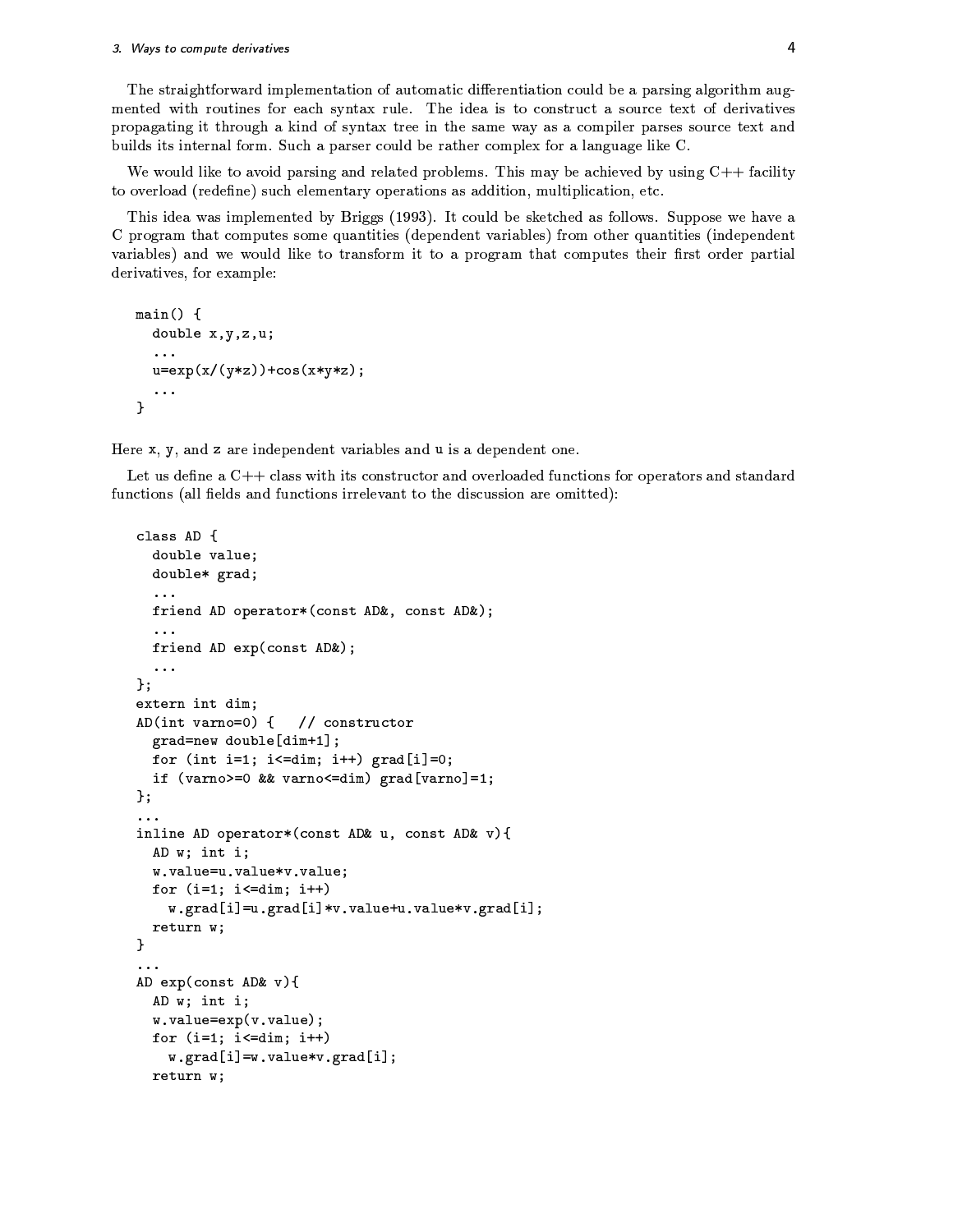The straightforward implementation of automatic differentiation could be a parsing algorithm augmented with routines for each syntax rule. The idea is to construct a source text of derivatives propagating it through a kind of syntax tree in the same way as a compiler parses source text and builds its internal form. Such a parser could be rather complex for a language like C.

We would like to avoid parsing and related problems. This may be achieved by using C++ facility to overload (redefine) such elementary operations as addition, multiplication, etc.

This idea was implemented by Briggs (1993). It could be sketched as follows. Suppose we have a C program that computes some quantities (dependent variables) from other quantities (independent variables) and we would like to transform it to a program that computes their first order partial derivatives, for example:

```
main() {
  double x,y,z,u;
  ...
  u=exp(x/(y*z))+cos(x*y*z);
  ...
}
```

Here `x`, `y`, and `z` are independent variables and `u` is a dependent one.

Let us define a C++ class with its constructor and overloaded functions for operators and standard functions (all fields and functions irrelevant to the discussion are omitted):

```
class AD {
  double value;
  double* grad;
  ...
  friend AD operator*(const AD&, const AD&);
  ...
  friend AD exp(const AD&);
  ...
};
extern int dim;
AD(int varno=0) {   // constructor
  grad=new double[dim+1];
  for (int i=1; i<=dim; i++) grad[i]=0;
  if (varno>=0 && varno<=dim) grad[varno]=1;
};
...
inline AD operator*(const AD& u, const AD& v){
  AD w; int i;
  w.value=u.value*v.value;
  for (i=1; i<=dim; i++)
    w.grad[i]=u.grad[i]*v.value+u.value*v.grad[i];
  return w;
}
...
AD exp(const AD& v){
  AD w; int i;
  w.value=exp(v.value);
  for (i=1; i<=dim; i++)
    w.grad[i]=w.value*v.grad[i];
  return w;
```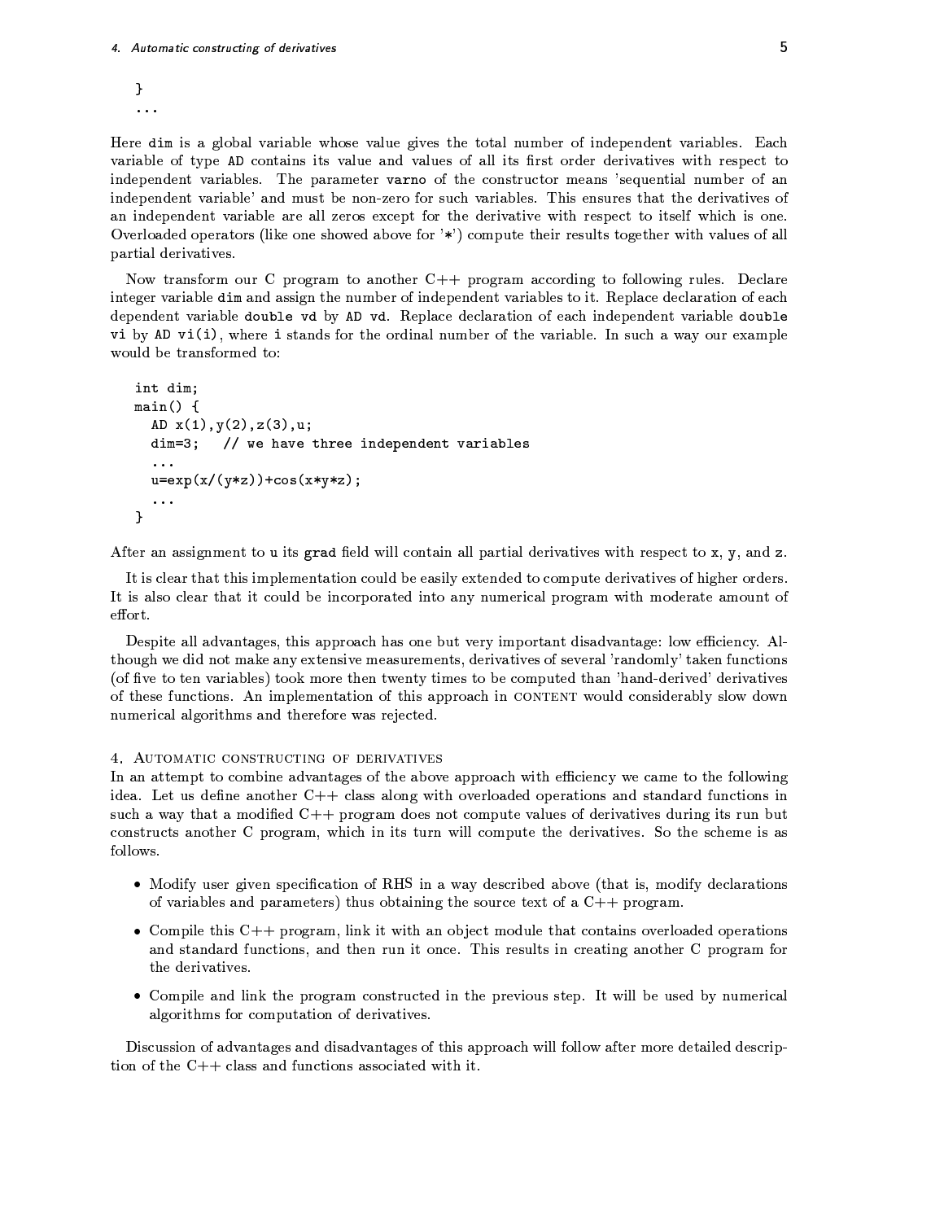```
}
...
```

Here `dim` is a global variable whose value gives the total number of independent variables. Each variable of type `AD` contains its value and values of all its first order derivatives with respect to independent variables. The parameter `varno` of the constructor means 'sequential number of an independent variable' and must be non-zero for such variables. This ensures that the derivatives of an independent variable are all zeros except for the derivative with respect to itself which is one. Overloaded operators (like one showed above for '*') compute their results together with values of all partial derivatives.

Now transform our C program to another C++ program according to following rules. Declare integer variable `dim` and assign the number of independent variables to it. Replace declaration of each dependent variable `double vd` by `AD vd`. Replace declaration of each independent variable `double vi` by `AD vi(i)`, where `i` stands for the ordinal number of the variable. In such a way our example would be transformed to:

```
int dim;
main() {
  AD x(1),y(2),z(3),u;
  dim=3;   // we have three independent variables
  ...
  u=exp(x/(y*z))+cos(x*y*z);
  ...
}
```

After an assignment to `u` its `grad` field will contain all partial derivatives with respect to `x`, `y`, and `z`.

It is clear that this implementation could be easily extended to compute derivatives of higher orders. It is also clear that it could be incorporated into any numerical program with moderate amount of effort.

Despite all advantages, this approach has one but very important disadvantage: low efficiency. Although we did not make any extensive measurements, derivatives of several 'randomly' taken functions (of five to ten variables) took more then twenty times to be computed than 'hand-derived' derivatives of these functions. An implementation of this approach in CONTENT would considerably slow down numerical algorithms and therefore was rejected.

## 4. Automatic constructing of derivatives

In an attempt to combine advantages of the above approach with efficiency we came to the following idea. Let us define another C++ class along with overloaded operations and standard functions in such a way that a modified C++ program does not compute values of derivatives during its run but constructs another C program, which in its turn will compute the derivatives. So the scheme is as follows.

- Modify user given specification of RHS in a way described above (that is, modify declarations of variables and parameters) thus obtaining the source text of a C++ program.
- Compile this C++ program, link it with an object module that contains overloaded operations and standard functions, and then run it once. This results in creating another C program for the derivatives.
- Compile and link the program constructed in the previous step. It will be used by numerical algorithms for computation of derivatives.

Discussion of advantages and disadvantages of this approach will follow after more detailed description of the C++ class and functions associated with it.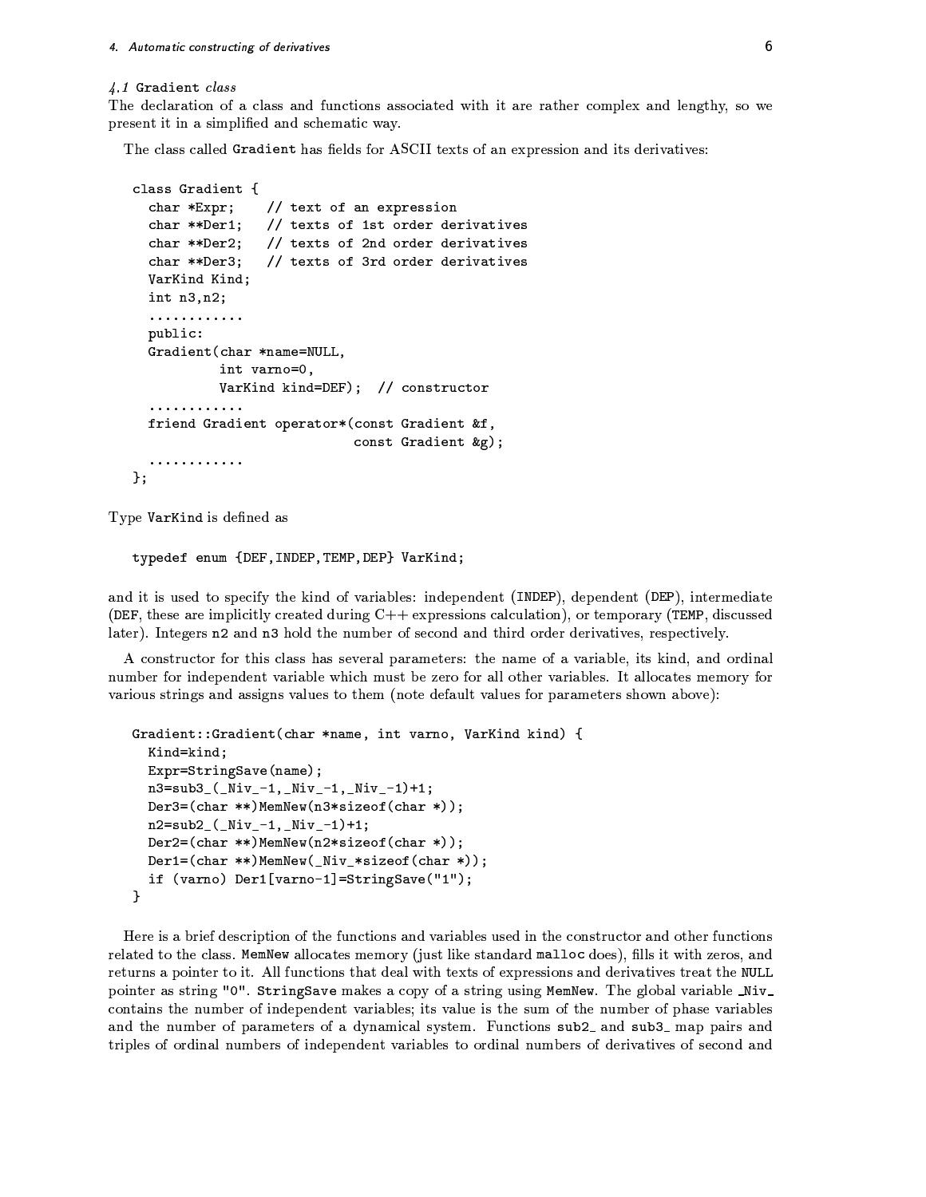### 4.1 Gradient *class*

The declaration of a class and functions associated with it are rather complex and lengthy, so we present it in a simplified and schematic way.

The class called `Gradient` has fields for ASCII texts of an expression and its derivatives:

```
class Gradient {
  char *Expr;    // text of an expression
  char **Der1;   // texts of 1st order derivatives
  char **Der2;   // texts of 2nd order derivatives
  char **Der3;   // texts of 3rd order derivatives
  VarKind Kind;
  int n3,n2;
  ............
  public:
  Gradient(char *name=NULL,
           int varno=0,
           VarKind kind=DEF);  // constructor
  ............
  friend Gradient operator*(const Gradient &f,
                            const Gradient &g);
  ............
};
```

Type `VarKind` is defined as

```
typedef enum {DEF,INDEP,TEMP,DEP} VarKind;
```

and it is used to specify the kind of variables: independent (`INDEP`), dependent (`DEP`), intermediate (`DEF`, these are implicitly created during C++ expressions calculation), or temporary (`TEMP`, discussed later). Integers `n2` and `n3` hold the number of second and third order derivatives, respectively.

A constructor for this class has several parameters: the name of a variable, its kind, and ordinal number for independent variable which must be zero for all other variables. It allocates memory for various strings and assigns values to them (note default values for parameters shown above):

```
Gradient::Gradient(char *name, int varno, VarKind kind) {
  Kind=kind;
  Expr=StringSave(name);
  n3=sub3_(_Niv_-1,_Niv_-1,_Niv_-1)+1;
  Der3=(char **)MemNew(n3*sizeof(char *));
  n2=sub2_(_Niv_-1,_Niv_-1)+1;
  Der2=(char **)MemNew(n2*sizeof(char *));
  Der1=(char **)MemNew(_Niv_*sizeof(char *));
  if (varno) Der1[varno-1]=StringSave("1");
}
```

Here is a brief description of the functions and variables used in the constructor and other functions related to the class. `MemNew` allocates memory (just like standard `malloc` does), fills it with zeros, and returns a pointer to it. All functions that deal with texts of expressions and derivatives treat the `NULL` pointer as string `"0"`. `StringSave` makes a copy of a string using `MemNew`. The global variable `_Niv_` contains the number of independent variables; its value is the sum of the number of phase variables and the number of parameters of a dynamical system. Functions `sub2_` and `sub3_` map pairs and triples of ordinal numbers of independent variables to ordinal numbers of derivatives of second and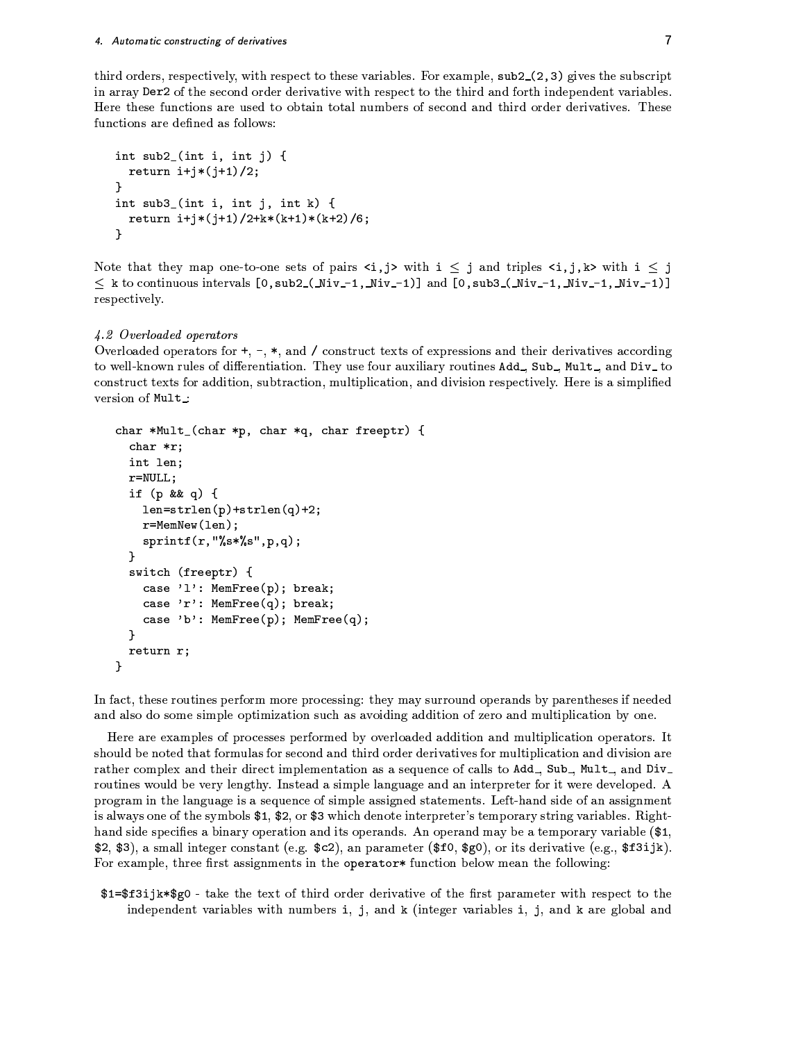third orders, respectively, with respect to these variables. For example, `sub2_(2,3)` gives the subscript in array `Der2` of the second order derivative with respect to the third and forth independent variables. Here these functions are used to obtain total numbers of second and third order derivatives. These functions are defined as follows:

```
int sub2_(int i, int j) {
  return i+j*(j+1)/2;
}
int sub3_(int i, int j, int k) {
  return i+j*(j+1)/2+k*(k+1)*(k+2)/6;
}
```

Note that they map one-to-one sets of pairs `<i,j>` with i ≤ j and triples `<i,j,k>` with i ≤ j ≤ k to continuous intervals `[0,sub2_(_Niv_-1,_Niv_-1)]` and `[0,sub3_(_Niv_-1,_Niv_-1,_Niv_-1)]` respectively.

### *4.2 Overloaded operators*

Overloaded operators for +, -, *, and / construct texts of expressions and their derivatives according to well-known rules of differentiation. They use four auxiliary routines `Add_`, `Sub_`, `Mult_`, and `Div_` to construct texts for addition, subtraction, multiplication, and division respectively. Here is a simplified version of `Mult_`:

```
char *Mult_(char *p, char *q, char freeptr) {
  char *r;
  int len;
  r=NULL;
  if (p && q) {
    len=strlen(p)+strlen(q)+2;
    r=MemNew(len);
    sprintf(r,"%s*%s",p,q);
  }
  switch (freeptr) {
    case 'l': MemFree(p); break;
    case 'r': MemFree(q); break;
    case 'b': MemFree(p); MemFree(q);
  }
  return r;
}
```

In fact, these routines perform more processing: they may surround operands by parentheses if needed and also do some simple optimization such as avoiding addition of zero and multiplication by one.

Here are examples of processes performed by overloaded addition and multiplication operators. It should be noted that formulas for second and third order derivatives for multiplication and division are rather complex and their direct implementation as a sequence of calls to `Add_`, `Sub_`, `Mult_`, and `Div_` routines would be very lengthy. Instead a simple language and an interpreter for it were developed. A program in the language is a sequence of simple assigned statements. Left-hand side of an assignment is always one of the symbols `$1`, `$2`, or `$3` which denote interpreter's temporary string variables. Right-hand side specifies a binary operation and its operands. An operand may be a temporary variable (`$1`, `$2`, `$3`), a small integer constant (e.g. `$c2`), an parameter (`$f0`, `$g0`), or its derivative (e.g., `$f3ijk`). For example, three first assignments in the `operator*` function below mean the following:

`$1=$f3ijk*$g0` - take the text of third order derivative of the first parameter with respect to the independent variables with numbers `i`, `j`, and `k` (integer variables `i`, `j`, and `k` are global and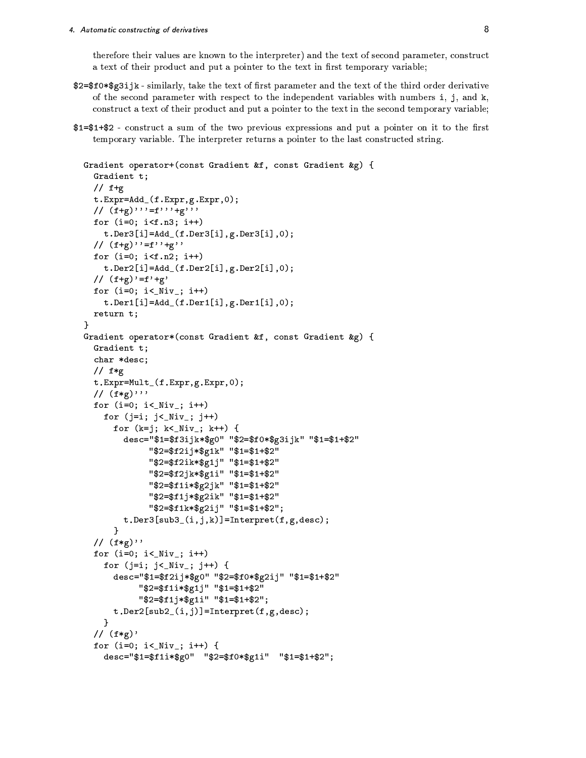therefore their values are known to the interpreter) and the text of second parameter, construct a text of their product and put a pointer to the text in first temporary variable;

**$2=$f0*$g3ijk** - similarly, take the text of first parameter and the text of the third order derivative of the second parameter with respect to the independent variables with numbers i, j, and k, construct a text of their product and put a pointer to the text in the second temporary variable;

**$1=$1+$2** - construct a sum of the two previous expressions and put a pointer on it to the first temporary variable. The interpreter returns a pointer to the last constructed string.

```
Gradient operator+(const Gradient &f, const Gradient &g) {
  Gradient t;
  // f+g
  t.Expr=Add_(f.Expr,g.Expr,0);
  // (f+g)'''=f'''+g'''
  for (i=0; i<f.n3; i++)
    t.Der3[i]=Add_(f.Der3[i],g.Der3[i],0);
  // (f+g)''=f''+g''
  for (i=0; i<f.n2; i++)
    t.Der2[i]=Add_(f.Der2[i],g.Der2[i],0);
  // (f+g)'=f'+g'
  for (i=0; i<_Niv_; i++)
    t.Der1[i]=Add_(f.Der1[i],g.Der1[i],0);
  return t;
}
Gradient operator*(const Gradient &f, const Gradient &g) {
  Gradient t;
  char *desc;
  // f*g
  t.Expr=Mult_(f.Expr,g.Expr,0);
  // (f*g)'''
  for (i=0; i<_Niv_; i++)
    for (j=i; j<_Niv_; j++)
      for (k=j; k<_Niv_; k++) {
        desc="$1=$f3ijk*$g0" "$2=$f0*$g3ijk" "$1=$1+$2"
             "$2=$f2ij*$g1k" "$1=$1+$2"
             "$2=$f2ik*$g1j" "$1=$1+$2"
             "$2=$f2jk*$g1i" "$1=$1+$2"
             "$2=$f1i*$g2jk" "$1=$1+$2"
             "$2=$f1j*$g2ik" "$1=$1+$2"
             "$2=$f1k*$g2ij" "$1=$1+$2";
        t.Der3[sub3_(i,j,k)]=Interpret(f,g,desc);
      }
  // (f*g)''
  for (i=0; i<_Niv_; i++)
    for (j=i; j<_Niv_; j++) {
      desc="$1=$f2ij*$g0" "$2=$f0*$g2ij" "$1=$1+$2"
           "$2=$f1i*$g1j" "$1=$1+$2"
           "$2=$f1j*$g1i" "$1=$1+$2";
      t.Der2[sub2_(i,j)]=Interpret(f,g,desc);
    }
  // (f*g)'
  for (i=0; i<_Niv_; i++) {
    desc="$1=$f1i*$g0"  "$2=$f0*$g1i"  "$1=$1+$2";
```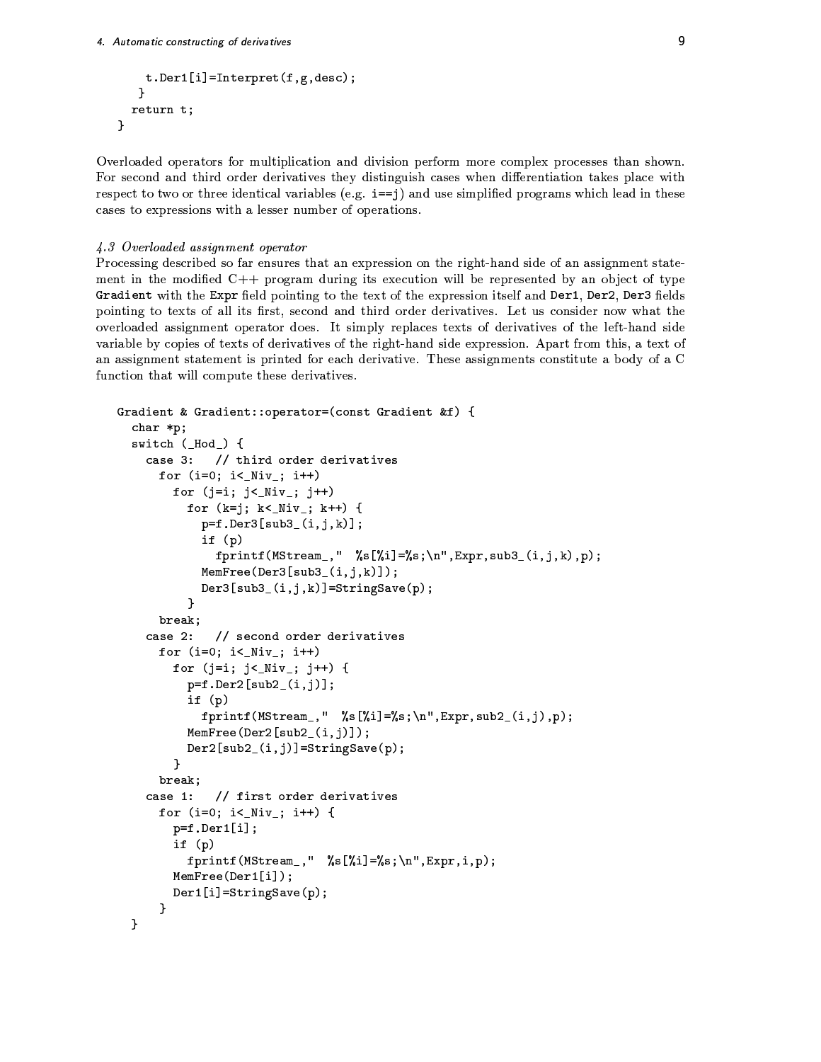```
      t.Der1[i]=Interpret(f,g,desc);
    }
  return t;
}
```

Overloaded operators for multiplication and division perform more complex processes than shown. For second and third order derivatives they distinguish cases when differentiation takes place with respect to two or three identical variables (e.g. `i==j`) and use simplified programs which lead in these cases to expressions with a lesser number of operations.

### *4.3 Overloaded assignment operator*

Processing described so far ensures that an expression on the right-hand side of an assignment statement in the modified C++ program during its execution will be represented by an object of type `Gradient` with the `Expr` field pointing to the text of the expression itself and `Der1`, `Der2`, `Der3` fields pointing to texts of all its first, second and third order derivatives. Let us consider now what the overloaded assignment operator does. It simply replaces texts of derivatives of the left-hand side variable by copies of texts of derivatives of the right-hand side expression. Apart from this, a text of an assignment statement is printed for each derivative. These assignments constitute a body of a C function that will compute these derivatives.

```
Gradient & Gradient::operator=(const Gradient &f) {
  char *p;
  switch (_Hod_) {
    case 3:   // third order derivatives
      for (i=0; i<_Niv_; i++)
        for (j=i; j<_Niv_; j++)
          for (k=j; k<_Niv_; k++) {
            p=f.Der3[sub3_(i,j,k)];
            if (p)
              fprintf(MStream_,"  %s[%i]=%s;\n",Expr,sub3_(i,j,k),p);
            MemFree(Der3[sub3_(i,j,k)]);
            Der3[sub3_(i,j,k)]=StringSave(p);
          }
      break;
    case 2:   // second order derivatives
      for (i=0; i<_Niv_; i++)
        for (j=i; j<_Niv_; j++) {
          p=f.Der2[sub2_(i,j)];
          if (p)
            fprintf(MStream_,"  %s[%i]=%s;\n",Expr,sub2_(i,j),p);
          MemFree(Der2[sub2_(i,j)]);
          Der2[sub2_(i,j)]=StringSave(p);
        }
      break;
    case 1:   // first order derivatives
      for (i=0; i<_Niv_; i++) {
        p=f.Der1[i];
        if (p)
          fprintf(MStream_,"  %s[%i]=%s;\n",Expr,i,p);
        MemFree(Der1[i]);
        Der1[i]=StringSave(p);
      }
  }
```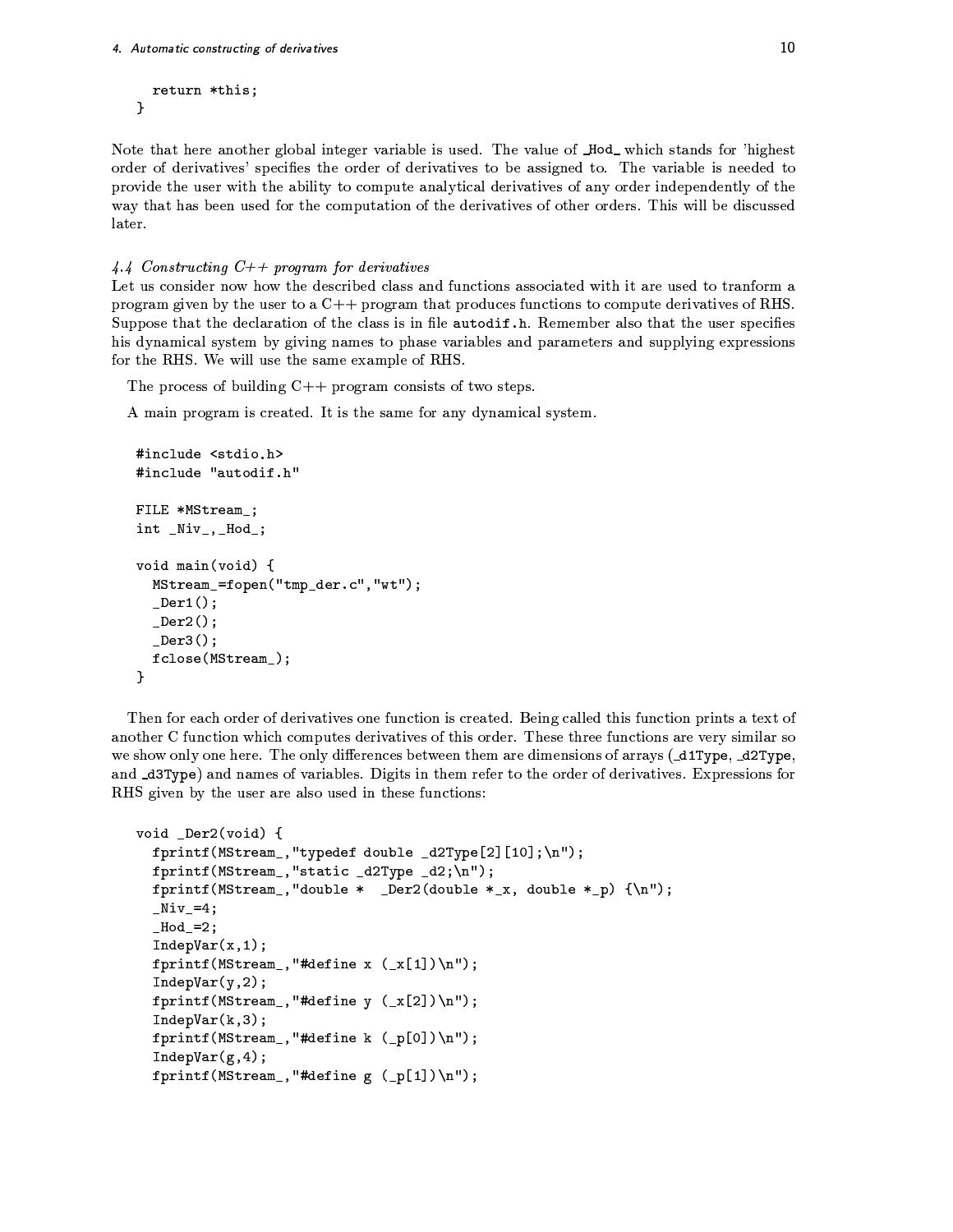```
    return *this;
  }
```

Note that here another global integer variable is used. The value of _Hod_ which stands for 'highest order of derivatives' specifies the order of derivatives to be assigned to. The variable is needed to provide the user with the ability to compute analytical derivatives of any order independently of the way that has been used for the computation of the derivatives of other orders. This will be discussed later.

*4.4 Constructing C++ program for derivatives*

Let us consider now how the described class and functions associated with it are used to tranform a program given by the user to a C++ program that produces functions to compute derivatives of RHS. Suppose that the declaration of the class is in file `autodif.h`. Remember also that the user specifies his dynamical system by giving names to phase variables and parameters and supplying expressions for the RHS. We will use the same example of RHS.

The process of building C++ program consists of two steps.

A main program is created. It is the same for any dynamical system.

```
#include <stdio.h>
#include "autodif.h"

FILE *MStream_;
int _Niv_,_Hod_;

void main(void) {
  MStream_=fopen("tmp_der.c","wt");
  _Der1();
  _Der2();
  _Der3();
  fclose(MStream_);
}
```

Then for each order of derivatives one function is created. Being called this function prints a text of another C function which computes derivatives of this order. These three functions are very similar so we show only one here. The only differences between them are dimensions of arrays (`_d1Type`, `_d2Type`, and `_d3Type`) and names of variables. Digits in them refer to the order of derivatives. Expressions for RHS given by the user are also used in these functions:

```
void _Der2(void) {
  fprintf(MStream_,"typedef double _d2Type[2][10];\n");
  fprintf(MStream_,"static _d2Type _d2;\n");
  fprintf(MStream_,"double *  _Der2(double *_x, double *_p) {\n");
  _Niv_=4;
  _Hod_=2;
  IndepVar(x,1);
  fprintf(MStream_,"#define x (_x[1])\n");
  IndepVar(y,2);
  fprintf(MStream_,"#define y (_x[2])\n");
  IndepVar(k,3);
  fprintf(MStream_,"#define k (_p[0])\n");
  IndepVar(g,4);
  fprintf(MStream_,"#define g (_p[1])\n");
```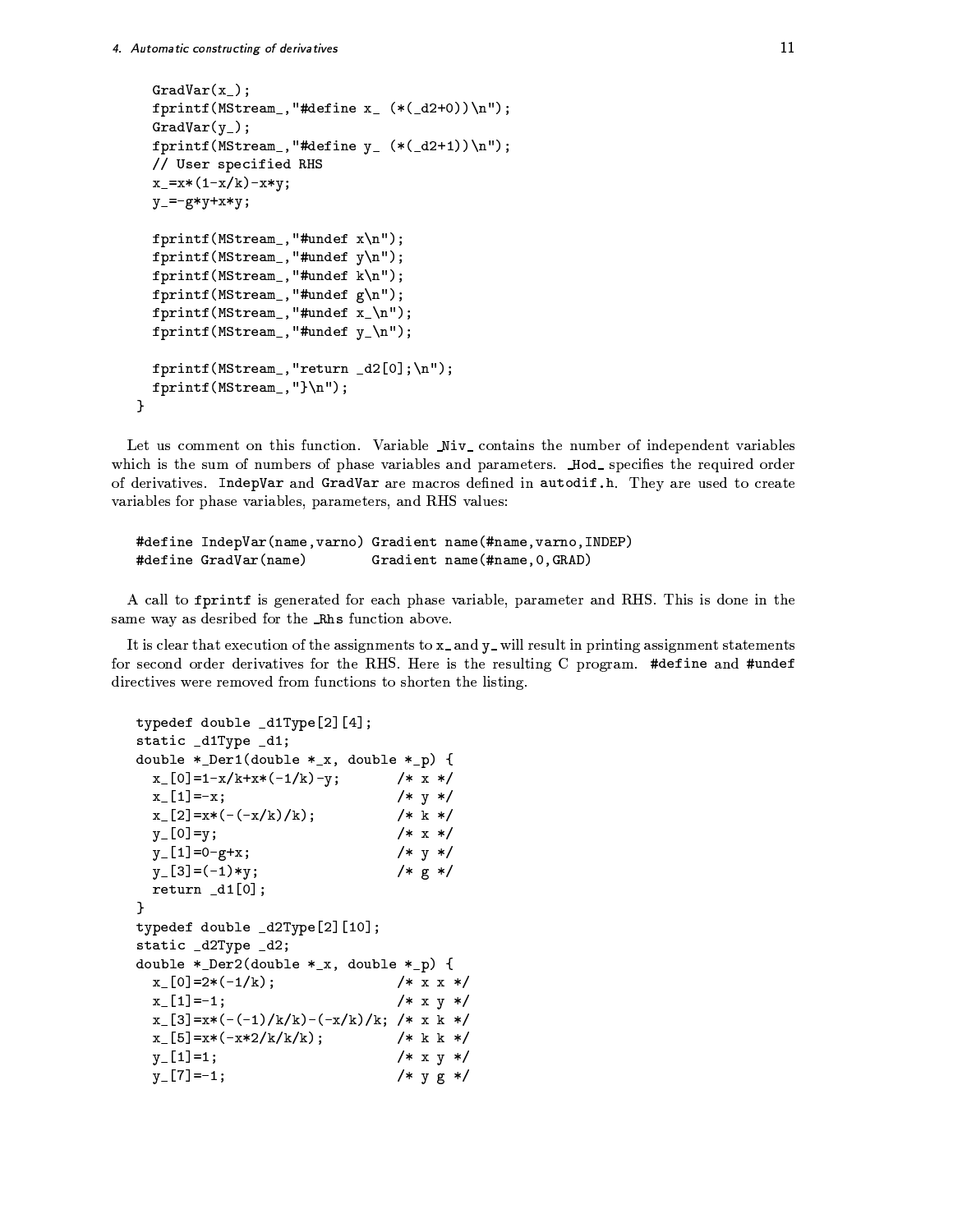```
  GradVar(x_);
  fprintf(MStream_,"#define x_ (*(_d2+0))\n");
  GradVar(y_);
  fprintf(MStream_,"#define y_ (*(_d2+1))\n");
  // User specified RHS
  x_=x*(1-x/k)-x*y;
  y_=-g*y+x*y;

  fprintf(MStream_,"#undef x\n");
  fprintf(MStream_,"#undef y\n");
  fprintf(MStream_,"#undef k\n");
  fprintf(MStream_,"#undef g\n");
  fprintf(MStream_,"#undef x_\n");
  fprintf(MStream_,"#undef y_\n");

  fprintf(MStream_,"return _d2[0];\n");
  fprintf(MStream_,"}\n");
}
```

Let us comment on this function. Variable `_Niv_` contains the number of independent variables which is the sum of numbers of phase variables and parameters. `_Hod_` specifies the required order of derivatives. `IndepVar` and `GradVar` are macros defined in **autodif.h**. They are used to create variables for phase variables, parameters, and RHS values:

```
#define IndepVar(name,varno) Gradient name(#name,varno,INDEP)
#define GradVar(name)        Gradient name(#name,0,GRAD)
```

A call to **fprintf** is generated for each phase variable, parameter and RHS. This is done in the same way as desribed for the **_Rhs** function above.

It is clear that execution of the assignments to `x_` and `y_` will result in printing assignment statements for second order derivatives for the RHS. Here is the resulting C program. `#define` and `#undef` directives were removed from functions to shorten the listing.

```
typedef double _d1Type[2][4];
static _d1Type _d1;
double *_Der1(double *_x, double *_p) {
  x_[0]=1-x/k+x*(-1/k)-y;       /* x */
  x_[1]=-x;                     /* y */
  x_[2]=x*(-(-x/k)/k);          /* k */
  y_[0]=y;                      /* x */
  y_[1]=0-g+x;                  /* y */
  y_[3]=(-1)*y;                 /* g */
  return _d1[0];
}
typedef double _d2Type[2][10];
static _d2Type _d2;
double *_Der2(double *_x, double *_p) {
  x_[0]=2*(-1/k);               /* x x */
  x_[1]=-1;                     /* x y */
  x_[3]=x*(-(-1)/k/k)-(-x/k)/k; /* x k */
  x_[5]=x*(-x*2/k/k/k);         /* k k */
  y_[1]=1;                      /* x y */
  y_[7]=-1;                     /* y g */
```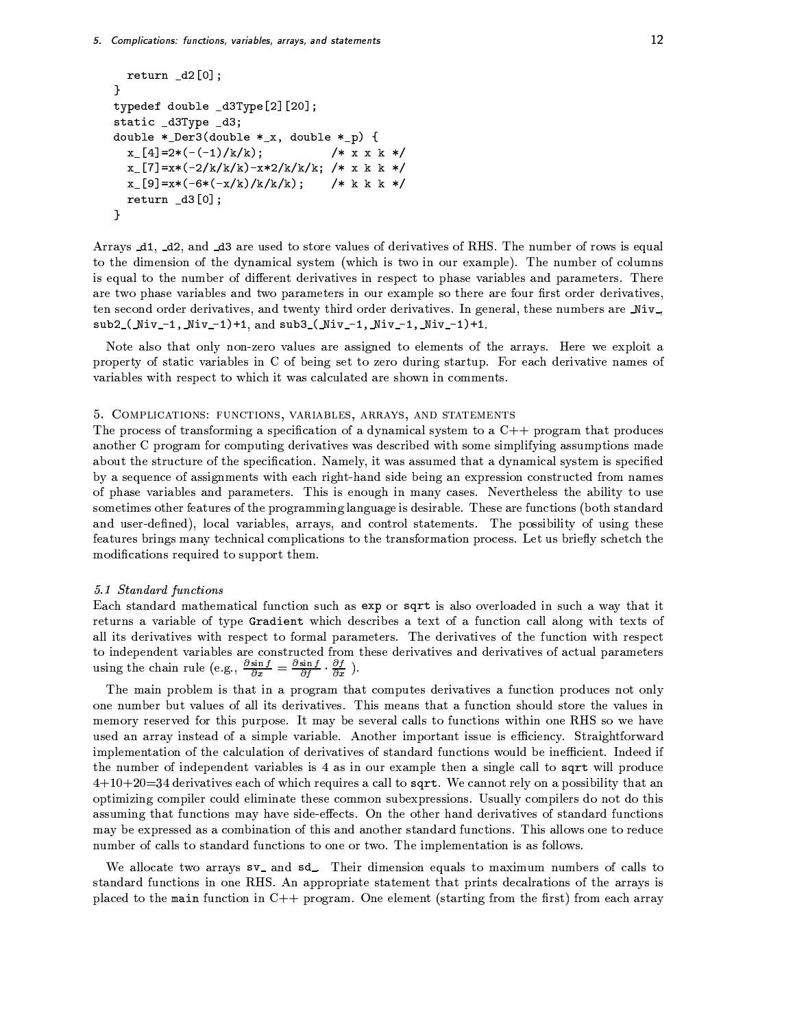```
    return _d2[0];
}
typedef double _d3Type[2][20];
static _d3Type _d3;
double *_Der3(double *_x, double *_p) {
    x_[4]=2*(-(-1)/k/k);            /* x x k */
    x_[7]=x*(-2/k/k/k)-x*2/k/k/k; /* x k k */
    x_[9]=x*(-6*(-x/k)/k/k/k);     /* k k k */
    return _d3[0];
}
```

Arrays _d1, _d2, and _d3 are used to store values of derivatives of RHS. The number of rows is equal to the dimension of the dynamical system (which is two in our example). The number of columns is equal to the number of different derivatives in respect to phase variables and parameters. There are two phase variables and two parameters in our example so there are four first order derivatives, ten second order derivatives, and twenty third order derivatives. In general, these numbers are _Niv_, sub2_(_Niv_-1,_Niv_-1)+1, and sub3_(_Niv_-1,_Niv_-1,_Niv_-1)+1.

Note also that only non-zero values are assigned to elements of the arrays. Here we exploit a property of static variables in C of being set to zero during startup. For each derivative names of variables with respect to which it was calculated are shown in comments.

## 5. Complications: functions, variables, arrays, and statements

The process of transforming a specification of a dynamical system to a C++ program that produces another C program for computing derivatives was described with some simplifying assumptions made about the structure of the specification. Namely, it was assumed that a dynamical system is specified by a sequence of assignments with each right-hand side being an expression constructed from names of phase variables and parameters. This is enough in many cases. Nevertheless the ability to use sometimes other features of the programming language is desirable. These are functions (both standard and user-defined), local variables, arrays, and control statements. The possibility of using these features brings many technical complications to the transformation process. Let us briefly schetch the modifications required to support them.

### 5.1 Standard functions

Each standard mathematical function such as `exp` or `sqrt` is also overloaded in such a way that it returns a variable of type `Gradient` which describes a text of a function call along with texts of all its derivatives with respect to formal parameters. The derivatives of the function with respect to independent variables are constructed from these derivatives and derivatives of actual parameters using the chain rule (e.g., $\frac{\partial \sin f}{\partial x} = \frac{\partial \sin f}{\partial f} \cdot \frac{\partial f}{\partial x}$ ).

The main problem is that in a program that computes derivatives a function produces not only one number but values of all its derivatives. This means that a function should store the values in memory reserved for this purpose. It may be several calls to functions within one RHS so we have used an array instead of a simple variable. Another important issue is efficiency. Straightforward implementation of the calculation of derivatives of standard functions would be inefficient. Indeed if the number of independent variables is 4 as in our example then a single call to `sqrt` will produce 4+10+20=34 derivatives each of which requires a call to `sqrt`. We cannot rely on a possibility that an optimizing compiler could eliminate these common subexpressions. Usually compilers do not do this assuming that functions may have side-effects. On the other hand derivatives of standard functions may be expressed as a combination of this and another standard functions. This allows one to reduce number of calls to standard functions to one or two. The implementation is as follows.

We allocate two arrays sv_ and sd_. Their dimension equals to maximum numbers of calls to standard functions in one RHS. An appropriate statement that prints decalrations of the arrays is placed to the `main` function in C++ program. One element (starting from the first) from each array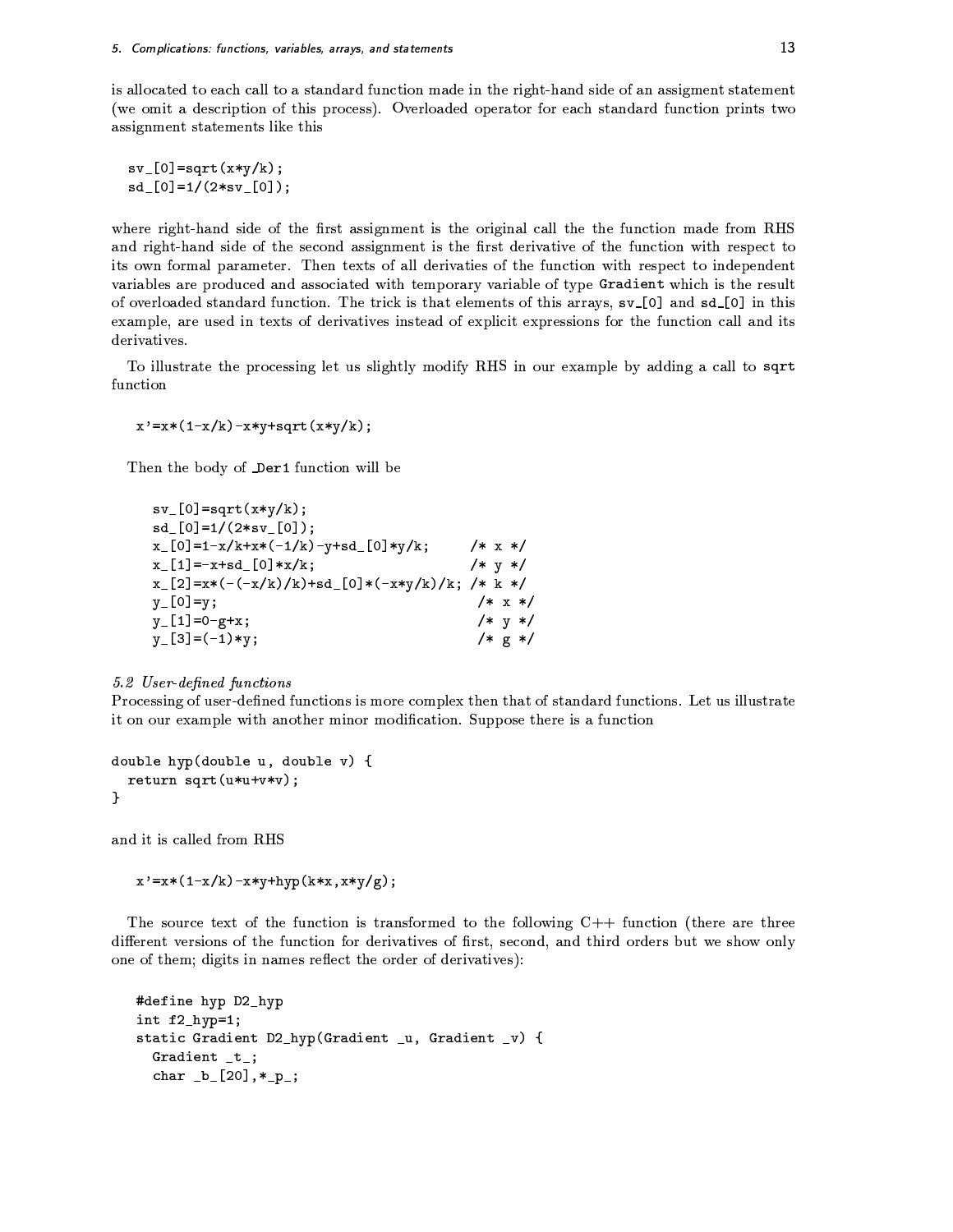is allocated to each call to a standard function made in the right-hand side of an assigment statement (we omit a description of this process). Overloaded operator for each standard function prints two assignment statements like this

```
sv_[0]=sqrt(x*y/k);
sd_[0]=1/(2*sv_[0]);
```

where right-hand side of the first assignment is the original call the the function made from RHS and right-hand side of the second assignment is the first derivative of the function with respect to its own formal parameter. Then texts of all derivaties of the function with respect to independent variables are produced and associated with temporary variable of type **Gradient** which is the result of overloaded standard function. The trick is that elements of this arrays, sv_[0] and sd_[0] in this example, are used in texts of derivatives instead of explicit expressions for the function call and its derivatives.

To illustrate the processing let us slightly modify RHS in our example by adding a call to **sqrt** function

```
x'=x*(1-x/k)-x*y+sqrt(x*y/k);
```

Then the body of _Der1 function will be

```
sv_[0]=sqrt(x*y/k);
sd_[0]=1/(2*sv_[0]);
x_[0]=1-x/k+x*(-1/k)-y+sd_[0]*y/k;      /* x */
x_[1]=-x+sd_[0]*x/k;                    /* y */
x_[2]=x*(-(-x/k)/k)+sd_[0]*(-x*y/k)/k; /* k */
y_[0]=y;                                /* x */
y_[1]=0-g+x;                            /* y */
y_[3]=(-1)*y;                           /* g */
```

*5.2 User-defined functions*

Processing of user-defined functions is more complex then that of standard functions. Let us illustrate it on our example with another minor modification. Suppose there is a function

```
double hyp(double u, double v) {
  return sqrt(u*u+v*v);
}
```

and it is called from RHS

```
x'=x*(1-x/k)-x*y+hyp(k*x,x*y/g);
```

The source text of the function is transformed to the following C++ function (there are three different versions of the function for derivatives of first, second, and third orders but we show only one of them; digits in names reflect the order of derivatives):

```
#define hyp D2_hyp
int f2_hyp=1;
static Gradient D2_hyp(Gradient _u, Gradient _v) {
  Gradient _t_;
  char _b_[20],*_p_;
```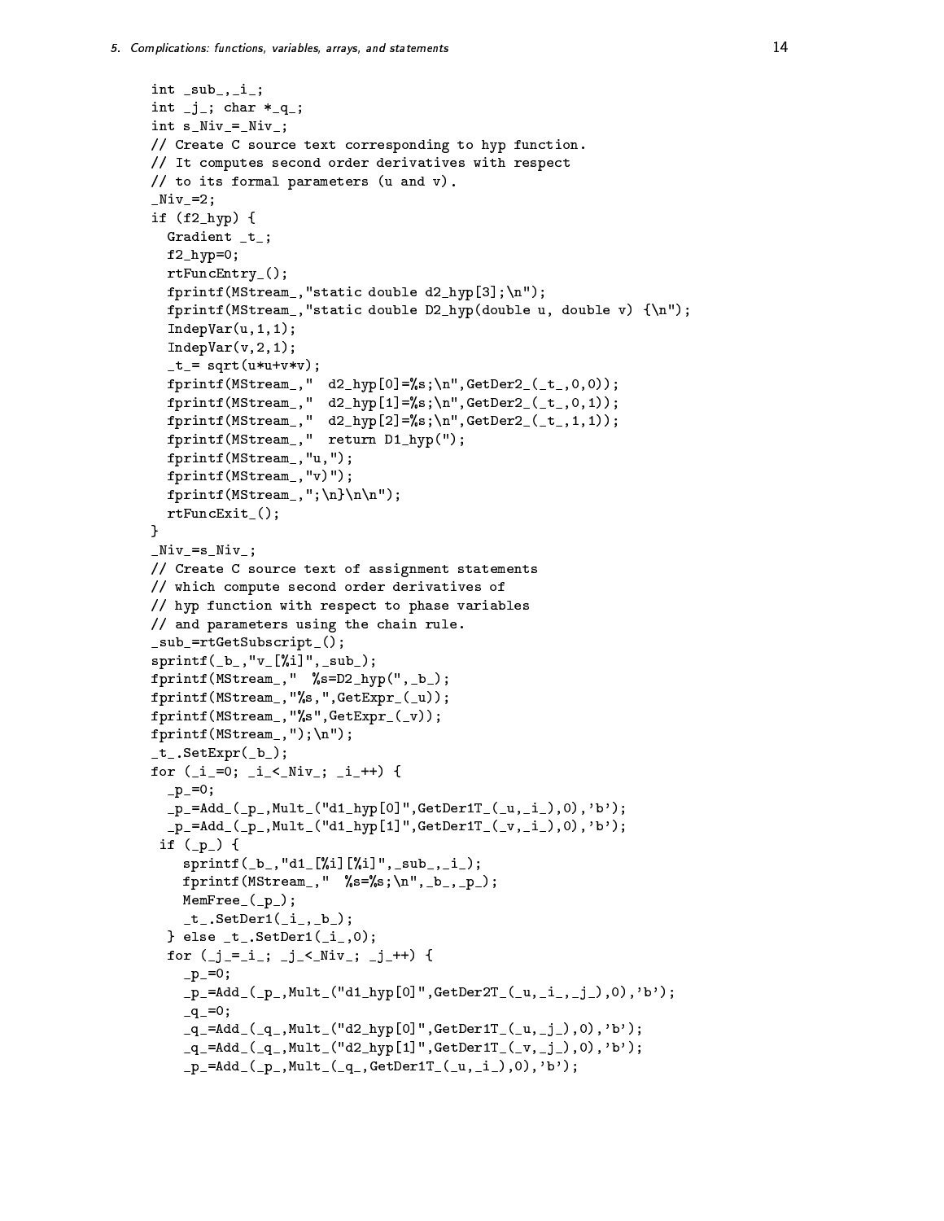```
int _sub_,_i_;
int _j_; char *_q_;
int s_Niv_=_Niv_;
// Create C source text corresponding to hyp function.
// It computes second order derivatives with respect
// to its formal parameters (u and v).
_Niv_=2;
if (f2_hyp) {
  Gradient _t_;
  f2_hyp=0;
  rtFuncEntry_();
  fprintf(MStream_,"static double d2_hyp[3];\n");
  fprintf(MStream_,"static double D2_hyp(double u, double v) {\n");
  IndepVar(u,1,1);
  IndepVar(v,2,1);
  _t_= sqrt(u*u+v*v);
  fprintf(MStream_,"  d2_hyp[0]=%s;\n",GetDer2_(_t_,0,0));
  fprintf(MStream_,"  d2_hyp[1]=%s;\n",GetDer2_(_t_,0,1));
  fprintf(MStream_,"  d2_hyp[2]=%s;\n",GetDer2_(_t_,1,1));
  fprintf(MStream_,"  return D1_hyp(");
  fprintf(MStream_,"u,");
  fprintf(MStream_,"v)");
  fprintf(MStream_,";\n}\n\n");
  rtFuncExit_();
}
_Niv_=s_Niv_;
// Create C source text of assignment statements
// which compute second order derivatives of
// hyp function with respect to phase variables
// and parameters using the chain rule.
_sub_=rtGetSubscript_();
sprintf(_b_,"v_[%i]",_sub_);
fprintf(MStream_,"  %s=D2_hyp(",_b_);
fprintf(MStream_,"%s,",GetExpr_(_u));
fprintf(MStream_,"%s",GetExpr_(_v));
fprintf(MStream_,");\n");
_t_.SetExpr(_b_);
for (_i_=0; _i_<_Niv_; _i_++) {
  _p_=0;
  _p_=Add_(_p_,Mult_("d1_hyp[0]",GetDer1T_(_u,_i_),0),'b');
  _p_=Add_(_p_,Mult_("d1_hyp[1]",GetDer1T_(_v,_i_),0),'b');
 if (_p_) {
    sprintf(_b_,"d1_[%i][%i]",_sub_,_i_);
    fprintf(MStream_,"  %s=%s;\n",_b_,_p_);
    MemFree_(_p_);
    _t_.SetDer1(_i_,_b_);
  } else _t_.SetDer1(_i_,0);
  for (_j_=_i_; _j_<_Niv_; _j_++) {
    _p_=0;
    _p_=Add_(_p_,Mult_("d1_hyp[0]",GetDer2T_(_u,_i_,_j_),0),'b');
    _q_=0;
    _q_=Add_(_q_,Mult_("d2_hyp[0]",GetDer1T_(_u,_j_),0),'b');
    _q_=Add_(_q_,Mult_("d2_hyp[1]",GetDer1T_(_v,_j_),0),'b');
    _p_=Add_(_p_,Mult_(_q_,GetDer1T_(_u,_i_),0),'b');
```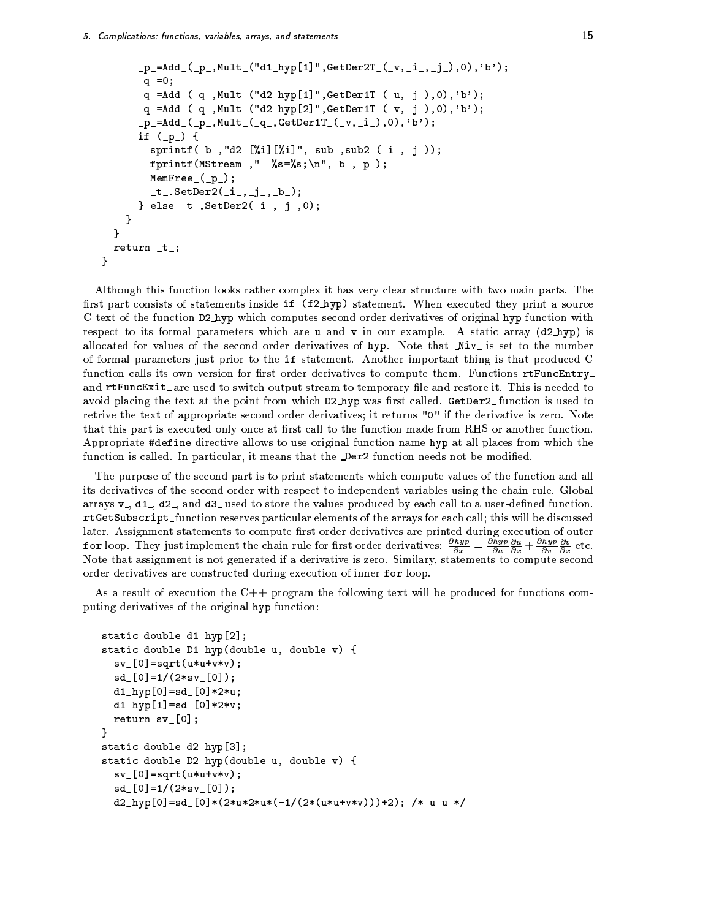```
      _p_=Add_(_p_,Mult_("d1_hyp[1]",GetDer2T_(_v,_i_,_j_),0),'b');
      _q_=0;
      _q_=Add_(_q_,Mult_("d2_hyp[1]",GetDer1T_(_u,_j_),0),'b');
      _q_=Add_(_q_,Mult_("d2_hyp[2]",GetDer1T_(_v,_j_),0),'b');
      _p_=Add_(_p_,Mult_(_q_,GetDer1T_(_v,_i_),0),'b');
      if (_p_) {
        sprintf(_b_,"d2_[%i][%i]",_sub_,sub2_(_i_,_j_));
        fprintf(MStream_,"  %s=%s;\n",_b_,_p_);
        MemFree_(_p_);
        _t_.SetDer2(_i_,_j_,_b_);
      } else _t_.SetDer2(_i_,_j_,0);
    }
  }
  return _t_;
}
```

Although this function looks rather complex it has very clear structure with two main parts. The first part consists of statements inside `if (f2_hyp)` statement. When executed they print a source C text of the function `D2_hyp` which computes second order derivatives of original `hyp` function with respect to its formal parameters which are `u` and `v` in our example. A static array (`d2_hyp`) is allocated for values of the second order derivatives of `hyp`. Note that `_Niv_` is set to the number of formal parameters just prior to the `if` statement. Another important thing is that produced C function calls its own version for first order derivatives to compute them. Functions `rtFuncEntry_` and `rtFuncExit_` are used to switch output stream to temporary file and restore it. This is needed to avoid placing the text at the point from which `D2_hyp` was first called. `GetDer2_` function is used to retrive the text of appropriate second order derivatives; it returns `"0"` if the derivative is zero. Note that this part is executed only once at first call to the function made from RHS or another function. Appropriate `#define` directive allows to use original function name `hyp` at all places from which the function is called. In particular, it means that the `_Der2` function needs not be modified.

The purpose of the second part is to print statements which compute values of the function and all its derivatives of the second order with respect to independent variables using the chain rule. Global arrays `v_`, `d1_`, `d2_`, and `d3_` used to store the values produced by each call to a user-defined function. `rtGetSubscript_` function reserves particular elements of the arrays for each call; this will be discussed later. Assignment statements to compute first order derivatives are printed during execution of outer `for` loop. They just implement the chain rule for first order derivatives: $\frac{\partial hyp}{\partial x} = \frac{\partial hyp}{\partial u}\frac{\partial u}{\partial x} + \frac{\partial hyp}{\partial v}\frac{\partial v}{\partial x}$ etc. Note that assignment is not generated if a derivative is zero. Similary, statements to compute second order derivatives are constructed during execution of inner `for` loop.

As a result of execution the C++ program the following text will be produced for functions computing derivatives of the original `hyp` function:

```
static double d1_hyp[2];
static double D1_hyp(double u, double v) {
  sv_[0]=sqrt(u*u+v*v);
  sd_[0]=1/(2*sv_[0]);
  d1_hyp[0]=sd_[0]*2*u;
  d1_hyp[1]=sd_[0]*2*v;
  return sv_[0];
}
static double d2_hyp[3];
static double D2_hyp(double u, double v) {
  sv_[0]=sqrt(u*u+v*v);
  sd_[0]=1/(2*sv_[0]);
  d2_hyp[0]=sd_[0]*(2*u*2*u*(-1/(2*(u*u+v*v)))+2); /* u u */
```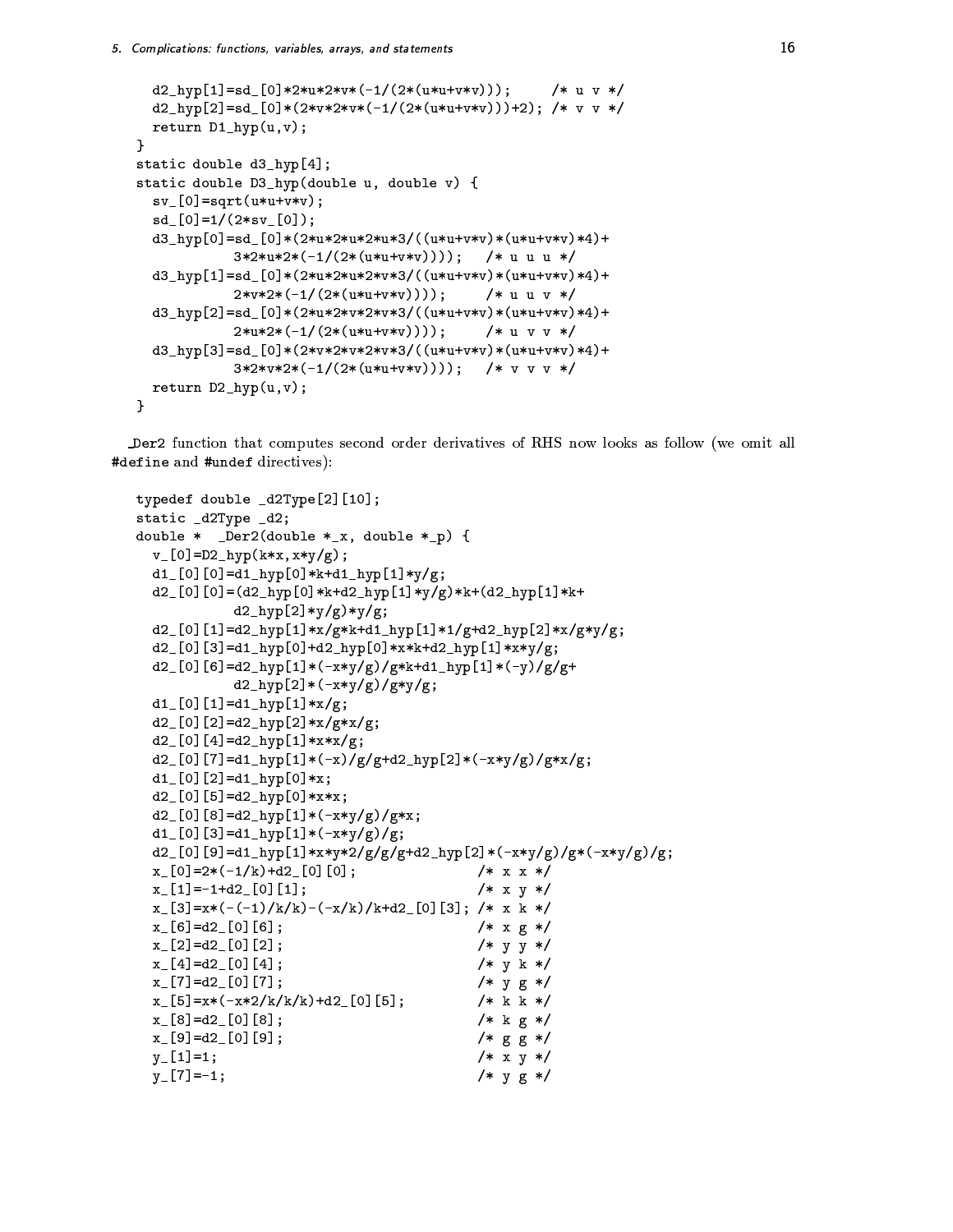```
    d2_hyp[1]=sd_[0]*2*u*2*v*(-1/(2*(u*u+v*v)));     /* u v */
    d2_hyp[2]=sd_[0]*(2*v*2*v*(-1/(2*(u*u+v*v)))+2); /* v v */
    return D1_hyp(u,v);
  }
  static double d3_hyp[4];
  static double D3_hyp(double u, double v) {
    sv_[0]=sqrt(u*u+v*v);
    sd_[0]=1/(2*sv_[0]);
    d3_hyp[0]=sd_[0]*(2*u*2*u*2*u*3/((u*u+v*v)*(u*u+v*v)*4)+
              3*2*u*2*(-1/(2*(u*u+v*v))));   /* u u u */
    d3_hyp[1]=sd_[0]*(2*u*2*u*2*v*3/((u*u+v*v)*(u*u+v*v)*4)+
              2*v*2*(-1/(2*(u*u+v*v))));     /* u u v */
    d3_hyp[2]=sd_[0]*(2*u*2*v*2*v*3/((u*u+v*v)*(u*u+v*v)*4)+
              2*u*2*(-1/(2*(u*u+v*v))));     /* u v v */
    d3_hyp[3]=sd_[0]*(2*v*2*v*2*v*3/((u*u+v*v)*(u*u+v*v)*4)+
              3*2*v*2*(-1/(2*(u*u+v*v))));   /* v v v */
    return D2_hyp(u,v);
  }
```

_Der2 function that computes second order derivatives of RHS now looks as follow (we omit all #define and #undef directives):

```
  typedef double _d2Type[2][10];
  static _d2Type _d2;
  double *  _Der2(double *_x, double *_p) {
    v_[0]=D2_hyp(k*x,x*y/g);
    d1_[0][0]=d1_hyp[0]*k+d1_hyp[1]*y/g;
    d2_[0][0]=(d2_hyp[0]*k+d2_hyp[1]*y/g)*k+(d2_hyp[1]*k+
              d2_hyp[2]*y/g)*y/g;
    d2_[0][1]=d2_hyp[1]*x/g*k+d1_hyp[1]*1/g+d2_hyp[2]*x/g*y/g;
    d2_[0][3]=d1_hyp[0]+d2_hyp[0]*x*k+d2_hyp[1]*x*y/g;
    d2_[0][6]=d2_hyp[1]*(-x*y/g)/g*k+d1_hyp[1]*(-y)/g/g+
              d2_hyp[2]*(-x*y/g)/g*y/g;
    d1_[0][1]=d1_hyp[1]*x/g;
    d2_[0][2]=d2_hyp[2]*x/g*x/g;
    d2_[0][4]=d2_hyp[1]*x*x/g;
    d2_[0][7]=d1_hyp[1]*(-x)/g/g+d2_hyp[2]*(-x*y/g)/g*x/g;
    d1_[0][2]=d1_hyp[0]*x;
    d2_[0][5]=d2_hyp[0]*x*x;
    d2_[0][8]=d2_hyp[1]*(-x*y/g)/g*x;
    d1_[0][3]=d1_hyp[1]*(-x*y/g)/g;
    d2_[0][9]=d1_hyp[1]*x*y*2/g/g/g+d2_hyp[2]*(-x*y/g)/g*(-x*y/g)/g;
    x_[0]=2*(-1/k)+d2_[0][0];               /* x x */
    x_[1]=-1+d2_[0][1];                     /* x y */
    x_[3]=x*(-(-1)/k/k)-(-x/k)/k+d2_[0][3]; /* x k */
    x_[6]=d2_[0][6];                        /* x g */
    x_[2]=d2_[0][2];                        /* y y */
    x_[4]=d2_[0][4];                        /* y k */
    x_[7]=d2_[0][7];                        /* y g */
    x_[5]=x*(-x*2/k/k/k)+d2_[0][5];         /* k k */
    x_[8]=d2_[0][8];                        /* k g */
    x_[9]=d2_[0][9];                        /* g g */
    y_[1]=1;                                /* x y */
    y_[7]=-1;                               /* y g */
```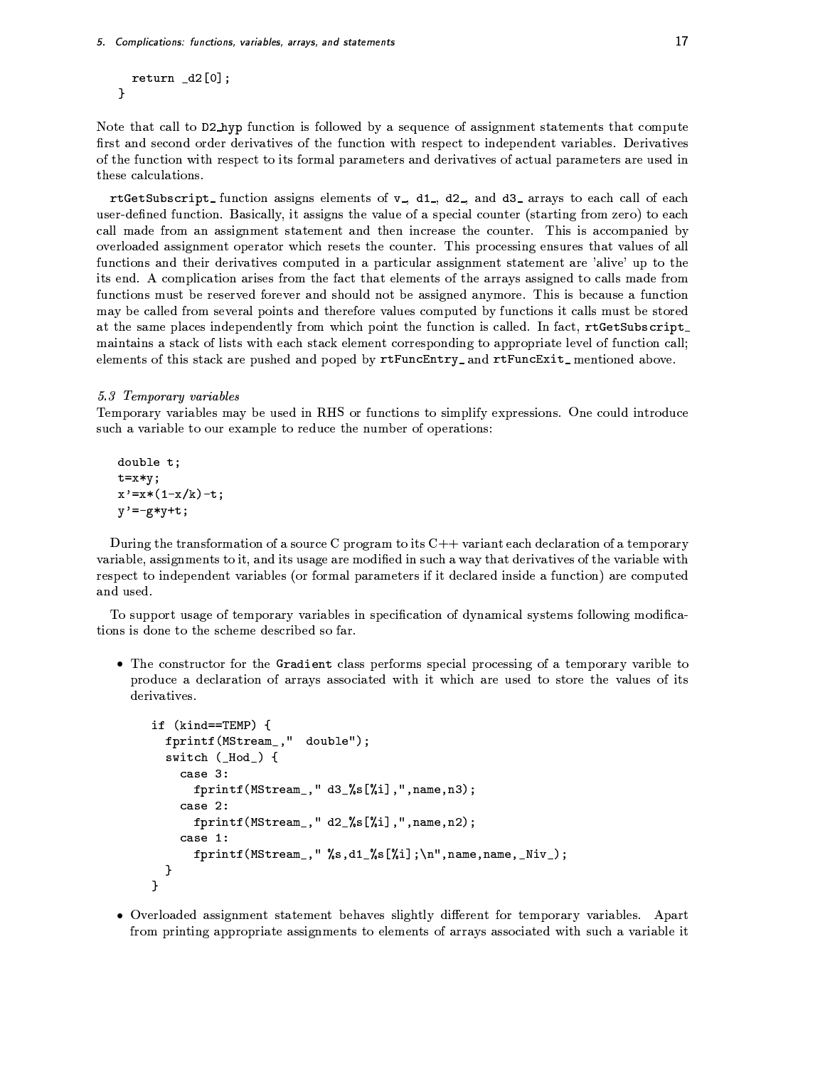```
    return _d2[0];
}
```

Note that call to D2_hyp function is followed by a sequence of assignment statements that compute first and second order derivatives of the function with respect to independent variables. Derivatives of the function with respect to its formal parameters and derivatives of actual parameters are used in these calculations.

`rtGetSubscript_` function assigns elements of `v_`, `d1_`, `d2_`, and `d3_` arrays to each call of each user-defined function. Basically, it assigns the value of a special counter (starting from zero) to each call made from an assignment statement and then increase the counter. This is accompanied by overloaded assignment operator which resets the counter. This processing ensures that values of all functions and their derivatives computed in a particular assignment statement are 'alive' up to the its end. A complication arises from the fact that elements of the arrays assigned to calls made from functions must be reserved forever and should not be assigned anymore. This is because a function may be called from several points and therefore values computed by functions it calls must be stored at the same places independently from which point the function is called. In fact, `rtGetSubscript_` maintains a stack of lists with each stack element corresponding to appropriate level of function call; elements of this stack are pushed and poped by `rtFuncEntry_` and `rtFuncExit_` mentioned above.

### *5.3 Temporary variables*

Temporary variables may be used in RHS or functions to simplify expressions. One could introduce such a variable to our example to reduce the number of operations:

```
double t;
t=x*y;
x'=x*(1-x/k)-t;
y'=-g*y+t;
```

During the transformation of a source C program to its C++ variant each declaration of a temporary variable, assignments to it, and its usage are modified in such a way that derivatives of the variable with respect to independent variables (or formal parameters if it declared inside a function) are computed and used.

To support usage of temporary variables in specification of dynamical systems following modifications is done to the scheme described so far.

- The constructor for the `Gradient` class performs special processing of a temporary varible to produce a declaration of arrays associated with it which are used to store the values of its derivatives.

```
if (kind==TEMP) {
  fprintf(MStream_,"  double");
  switch (_Hod_) {
    case 3:
      fprintf(MStream_," d3_%s[%i],",name,n3);
    case 2:
      fprintf(MStream_," d2_%s[%i],",name,n2);
    case 1:
      fprintf(MStream_," %s,d1_%s[%i];\n",name,name,_Niv_);
  }
}
```

- Overloaded assignment statement behaves slightly different for temporary variables. Apart from printing appropriate assignments to elements of arrays associated with such a variable it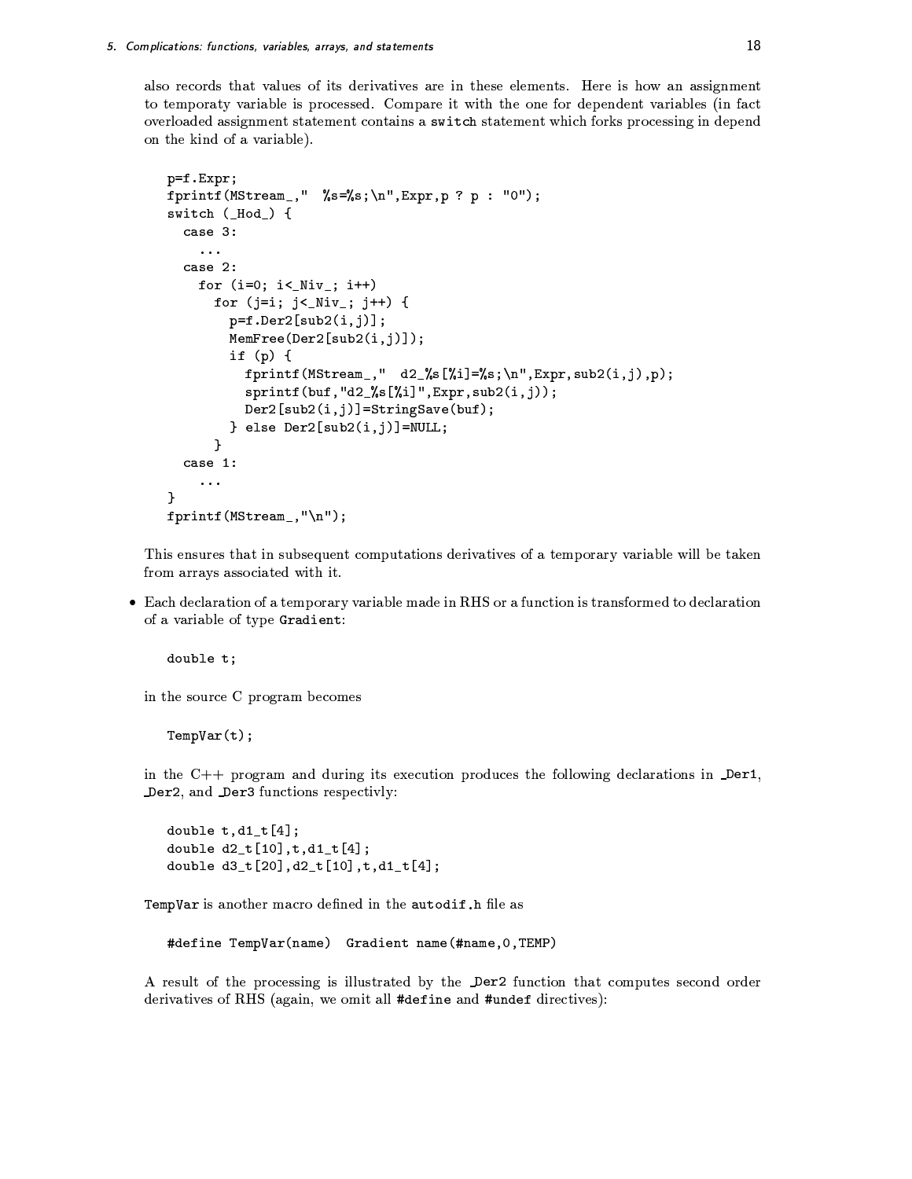also records that values of its derivatives are in these elements. Here is how an assignment to temporaty variable is processed. Compare it with the one for dependent variables (in fact overloaded assignment statement contains a `switch` statement which forks processing in depend on the kind of a variable).

```
p=f.Expr;
fprintf(MStream_,"  %s=%s;\n",Expr,p ? p : "0");
switch (_Hod_) {
  case 3:
    ...
  case 2:
    for (i=0; i<_Niv_; i++)
      for (j=i; j<_Niv_; j++) {
        p=f.Der2[sub2(i,j)];
        MemFree(Der2[sub2(i,j)]);
        if (p) {
          fprintf(MStream_,"  d2_%s[%i]=%s;\n",Expr,sub2(i,j),p);
          sprintf(buf,"d2_%s[%i]",Expr,sub2(i,j));
          Der2[sub2(i,j)]=StringSave(buf);
        } else Der2[sub2(i,j)]=NULL;
      }
  case 1:
    ...
}
fprintf(MStream_,"\n");
```

This ensures that in subsequent computations derivatives of a temporary variable will be taken from arrays associated with it.

- Each declaration of a temporary variable made in RHS or a function is transformed to declaration of a variable of type `Gradient`:

  ```
  double t;
  ```

  in the source C program becomes

  ```
  TempVar(t);
  ```

  in the C++ program and during its execution produces the following declarations in `_Der1`, `_Der2`, and `_Der3` functions respectivly:

  ```
  double t,d1_t[4];
  double d2_t[10],t,d1_t[4];
  double d3_t[20],d2_t[10],t,d1_t[4];
  ```

  `TempVar` is another macro defined in the `autodif.h` file as

  ```
  #define TempVar(name)  Gradient name(#name,0,TEMP)
  ```

  A result of the processing is illustrated by the `_Der2` function that computes second order derivatives of RHS (again, we omit all `#define` and `#undef` directives):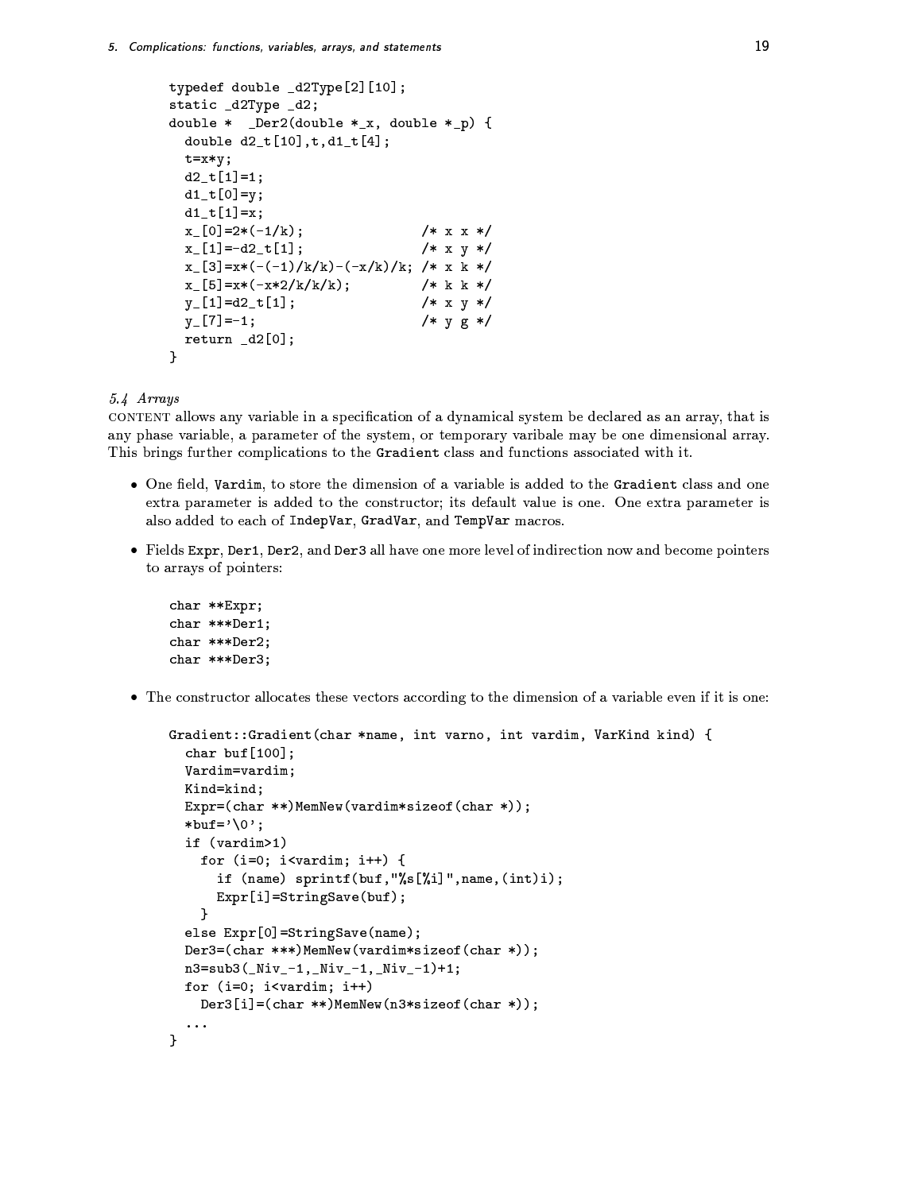```
typedef double _d2Type[2][10];
static _d2Type _d2;
double *  _Der2(double *_x, double *_p) {
  double d2_t[10],t,d1_t[4];
  t=x*y;
  d2_t[1]=1;
  d1_t[0]=y;
  d1_t[1]=x;
  x_[0]=2*(-1/k);               /* x x */
  x_[1]=-d2_t[1];               /* x y */
  x_[3]=x*(-(-1)/k/k)-(-x/k)/k; /* x k */
  x_[5]=x*(-x*2/k/k/k);         /* k k */
  y_[1]=d2_t[1];                /* x y */
  y_[7]=-1;                     /* y g */
  return _d2[0];
}
```

### *5.4 Arrays*

CONTENT allows any variable in a specification of a dynamical system be declared as an array, that is any phase variable, a parameter of the system, or temporary varibale may be one dimensional array. This brings further complications to the `Gradient` class and functions associated with it.

- One field, `Vardim`, to store the dimension of a variable is added to the `Gradient` class and one extra parameter is added to the constructor; its default value is one. One extra parameter is also added to each of `IndepVar`, `GradVar`, and `TempVar` macros.

- Fields `Expr`, `Der1`, `Der2`, and `Der3` all have one more level of indirection now and become pointers to arrays of pointers:

  ```
  char **Expr;
  char ***Der1;
  char ***Der2;
  char ***Der3;
  ```

- The constructor allocates these vectors according to the dimension of a variable even if it is one:

  ```
  Gradient::Gradient(char *name, int varno, int vardim, VarKind kind) {
    char buf[100];
    Vardim=vardim;
    Kind=kind;
    Expr=(char **)MemNew(vardim*sizeof(char *));
    *buf='\0';
    if (vardim>1)
      for (i=0; i<vardim; i++) {
        if (name) sprintf(buf,"%s[%i]",name,(int)i);
        Expr[i]=StringSave(buf);
      }
    else Expr[0]=StringSave(name);
    Der3=(char ***)MemNew(vardim*sizeof(char *));
    n3=sub3(_Niv_-1,_Niv_-1,_Niv_-1)+1;
    for (i=0; i<vardim; i++)
      Der3[i]=(char **)MemNew(n3*sizeof(char *));
    ...
  }
  ```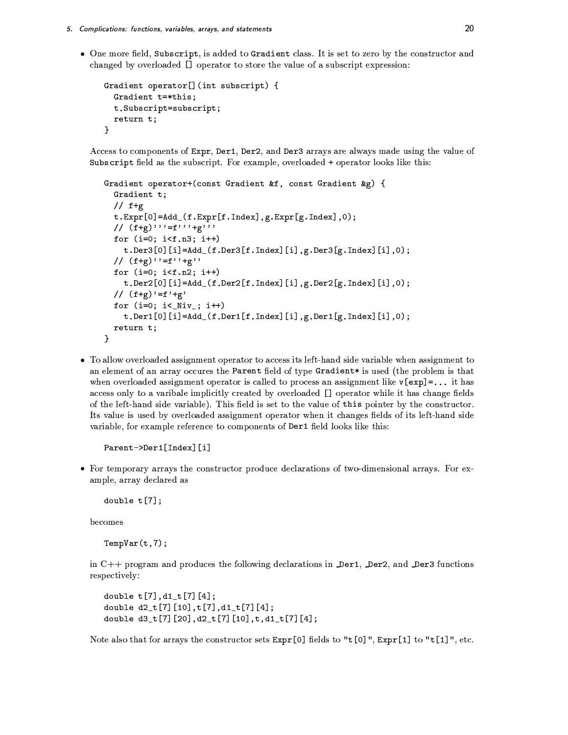- One more field, `Subscript`, is added to `Gradient` class. It is set to zero by the constructor and changed by overloaded `[]` operator to store the value of a subscript expression:

```
Gradient operator[](int subscript) {
  Gradient t=*this;
  t.Subscript=subscript;
  return t;
}
```

  Access to components of `Expr`, `Der1`, `Der2`, and `Der3` arrays are always made using the value of `Subscript` field as the subscript. For example, overloaded `+` operator looks like this:

```
Gradient operator+(const Gradient &f, const Gradient &g) {
  Gradient t;
  // f+g
  t.Expr[0]=Add_(f.Expr[f.Index],g.Expr[g.Index],0);
  // (f+g)'''=f'''+g'''
  for (i=0; i<f.n3; i++)
    t.Der3[0][i]=Add_(f.Der3[f.Index][i],g.Der3[g.Index][i],0);
  // (f+g)''=f''+g''
  for (i=0; i<f.n2; i++)
    t.Der2[0][i]=Add_(f.Der2[f.Index][i],g.Der2[g.Index][i],0);
  // (f+g)'=f'+g'
  for (i=0; i<_Niv_; i++)
    t.Der1[0][i]=Add_(f.Der1[f.Index][i],g.Der1[g.Index][i],0);
  return t;
}
```

- To allow overloaded assignment operator to access its left-hand side variable when assignment to an element of an array occures the `Parent` field of type `Gradient*` is used (the problem is that when overloaded assignment operator is called to process an assignment like `v[exp]=...` it has access only to a varibale implicitly created by overloaded `[]` operator while it has change fields of the left-hand side variable). This field is set to the value of `this` pointer by the constructor. Its value is used by overloaded assignment operator when it changes fields of its left-hand side variable, for example reference to components of `Der1` field looks like this:

```
Parent->Der1[Index][i]
```

- For temporary arrays the constructor produce declarations of two-dimensional arrays. For example, array declared as

```
double t[7];
```

  becomes

```
TempVar(t,7);
```

  in C++ program and produces the following declarations in `_Der1`, `_Der2`, and `_Der3` functions respectively:

```
double t[7],d1_t[7][4];
double d2_t[7][10],t[7],d1_t[7][4];
double d3_t[7][20],d2_t[7][10],t,d1_t[7][4];
```

  Note also that for arrays the constructor sets `Expr[0]` fields to `"t[0]"`, `Expr[1]` to `"t[1]"`, etc.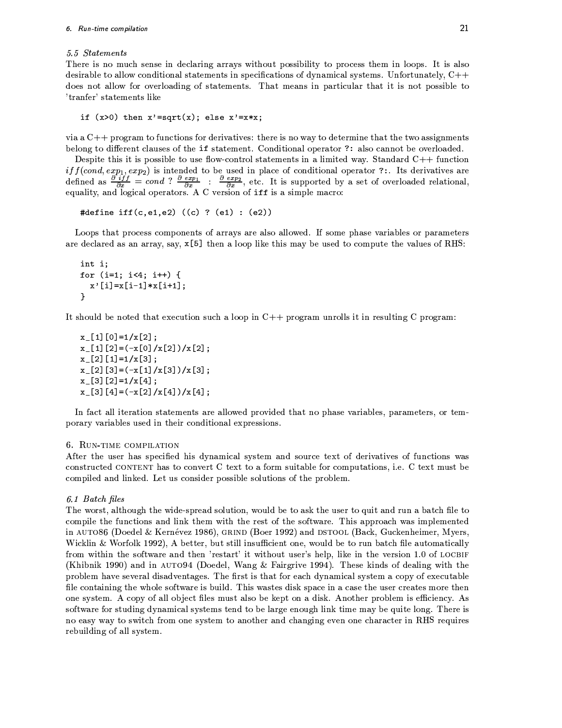### 5.5 *Statements*

There is no much sense in declaring arrays without possibility to process them in loops. It is also desirable to allow conditional statements in specifications of dynamical systems. Unfortunately, C++ does not allow for overloading of statements. That means in particular that it is not possible to 'tranfer' statements like

```
if (x>0) then x'=sqrt(x); else x'=x*x;
```

via a C++ program to functions for derivatives: there is no way to determine that the two assignments belong to different clauses of the `if` statement. Conditional operator `?:` also cannot be overloaded.

Despite this it is possible to use flow-control statements in a limited way. Standard C++ function $iff(cond, exp_1, exp_2)$ is intended to be used in place of conditional operator `?:`. Its derivatives are defined as $\frac{\partial\, iff}{\partial x} = cond \;?\; \frac{\partial\, exp_1}{\partial x} \;:\; \frac{\partial\, exp_2}{\partial x}$, etc. It is supported by a set of overloaded relational, equality, and logical operators. A C version of `iff` is a simple macro:

```
#define iff(c,e1,e2) ((c) ? (e1) : (e2))
```

Loops that process components of arrays are also allowed. If some phase variables or parameters are declared as an array, say, `x[5]` then a loop like this may be used to compute the values of RHS:

```
int i;
for (i=1; i<4; i++) {
  x'[i]=x[i-1]*x[i+1];
}
```

It should be noted that execution such a loop in C++ program unrolls it in resulting C program:

```
x_[1][0]=1/x[2];
x_[1][2]=(-x[0]/x[2])/x[2];
x_[2][1]=1/x[3];
x_[2][3]=(-x[1]/x[3])/x[3];
x_[3][2]=1/x[4];
x_[3][4]=(-x[2]/x[4])/x[4];
```

In fact all iteration statements are allowed provided that no phase variables, parameters, or temporary variables used in their conditional expressions.

## 6. Run-time compilation

After the user has specified his dynamical system and source text of derivatives of functions was constructed CONTENT has to convert C text to a form suitable for computations, i.e. C text must be compiled and linked. Let us consider possible solutions of the problem.

### 6.1 *Batch files*

The worst, although the wide-spread solution, would be to ask the user to quit and run a batch file to compile the functions and link them with the rest of the software. This approach was implemented in AUTO86 (Doedel & Kernévez 1986), GRIND (Boer 1992) and DSTOOL (Back, Guckenheimer, Myers, Wicklin & Worfolk 1992), A better, but still insufficient one, would be to run batch file automatically from within the software and then 'restart' it without user's help, like in the version 1.0 of LOCBIF (Khibnik 1990) and in AUTO94 (Doedel, Wang & Fairgrive 1994). These kinds of dealing with the problem have several disadvantages. The first is that for each dynamical system a copy of executable file containing the whole software is build. This wastes disk space in a case the user creates more then one system. A copy of all object files must also be kept on a disk. Another problem is efficiency. As software for studing dynamical systems tend to be large enough link time may be quite long. There is no easy way to switch from one system to another and changing even one character in RHS requires rebuilding of all system.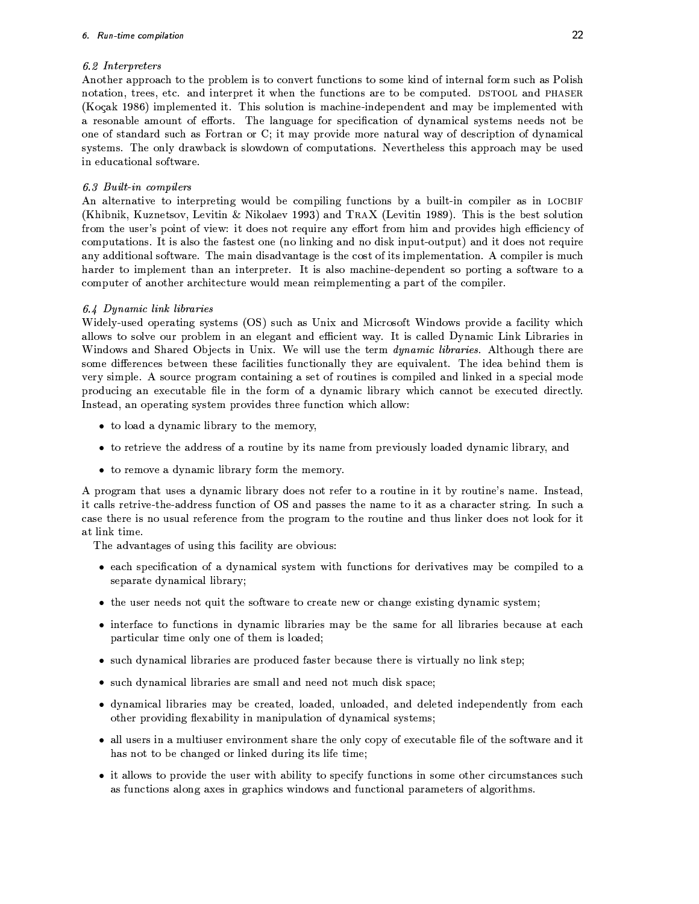### *6.2 Interpreters*

Another approach to the problem is to convert functions to some kind of internal form such as Polish notation, trees, etc. and interpret it when the functions are to be computed. DSTOOL and PHASER (Koçak 1986) implemented it. This solution is machine-independent and may be implemented with a resonable amount of efforts. The language for specification of dynamical systems needs not be one of standard such as Fortran or C; it may provide more natural way of description of dynamical systems. The only drawback is slowdown of computations. Nevertheless this approach may be used in educational software.

### *6.3 Built-in compilers*

An alternative to interpreting would be compiling functions by a built-in compiler as in LOCBIF (Khibnik, Kuznetsov, Levitin & Nikolaev 1993) and TRAX (Levitin 1989). This is the best solution from the user's point of view: it does not require any effort from him and provides high efficiency of computations. It is also the fastest one (no linking and no disk input-output) and it does not require any additional software. The main disadvantage is the cost of its implementation. A compiler is much harder to implement than an interpreter. It is also machine-dependent so porting a software to a computer of another architecture would mean reimplementing a part of the compiler.

### *6.4 Dynamic link libraries*

Widely-used operating systems (OS) such as Unix and Microsoft Windows provide a facility which allows to solve our problem in an elegant and efficient way. It is called Dynamic Link Libraries in Windows and Shared Objects in Unix. We will use the term *dynamic libraries*. Although there are some differences between these facilities functionally they are equivalent. The idea behind them is very simple. A source program containing a set of routines is compiled and linked in a special mode producing an executable file in the form of a dynamic library which cannot be executed directly. Instead, an operating system provides three function which allow:

- to load a dynamic library to the memory,
- to retrieve the address of a routine by its name from previously loaded dynamic library, and
- to remove a dynamic library form the memory.

A program that uses a dynamic library does not refer to a routine in it by routine's name. Instead, it calls retrive-the-address function of OS and passes the name to it as a character string. In such a case there is no usual reference from the program to the routine and thus linker does not look for it at link time.

The advantages of using this facility are obvious:

- each specification of a dynamical system with functions for derivatives may be compiled to a separate dynamical library;
- the user needs not quit the software to create new or change existing dynamic system;
- interface to functions in dynamic libraries may be the same for all libraries because at each particular time only one of them is loaded;
- such dynamical libraries are produced faster because there is virtually no link step;
- such dynamical libraries are small and need not much disk space;
- dynamical libraries may be created, loaded, unloaded, and deleted independently from each other providing flexability in manipulation of dynamical systems;
- all users in a multiuser environment share the only copy of executable file of the software and it has not to be changed or linked during its life time;
- it allows to provide the user with ability to specify functions in some other circumstances such as functions along axes in graphics windows and functional parameters of algorithms.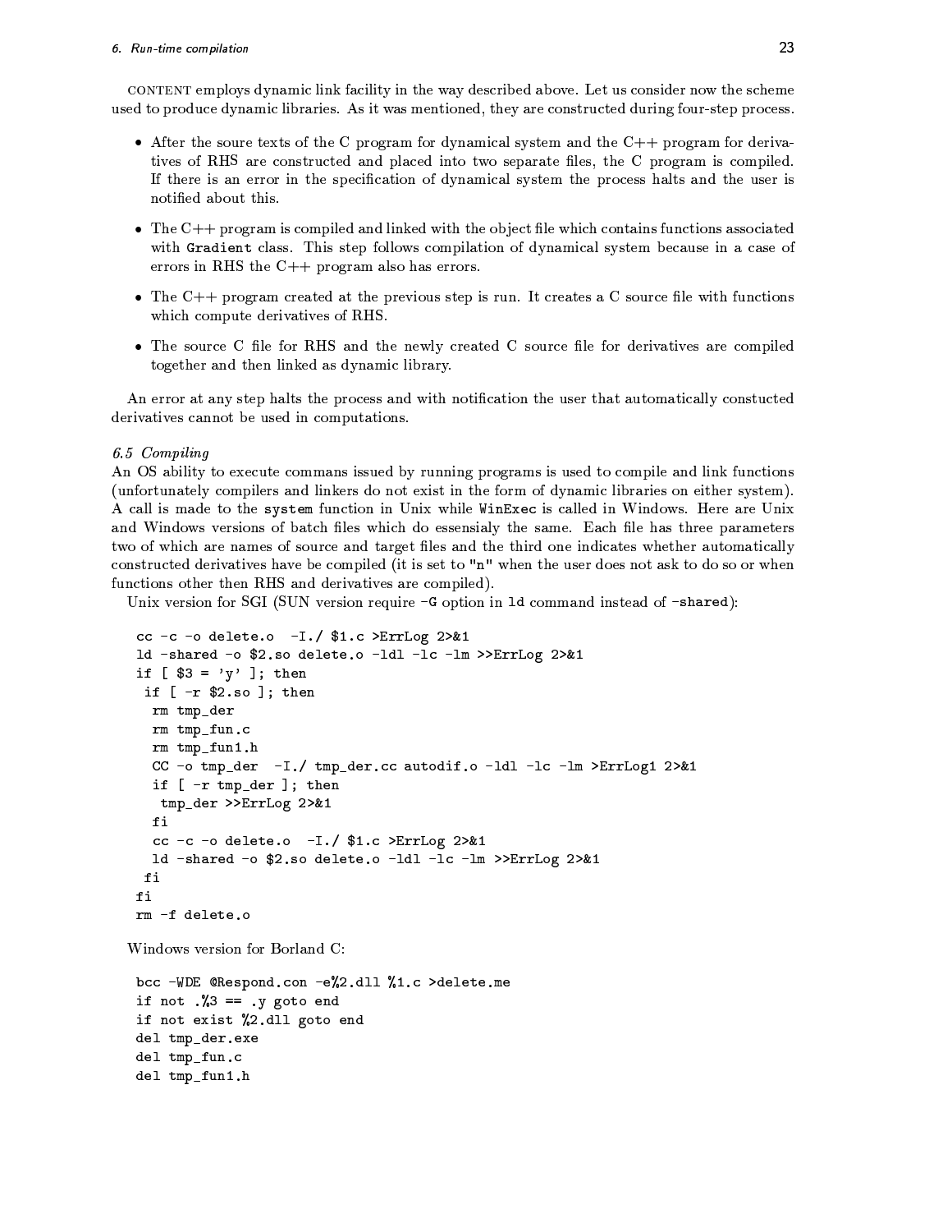CONTENT employs dynamic link facility in the way described above. Let us consider now the scheme used to produce dynamic libraries. As it was mentioned, they are constructed during four-step process.

- After the soure texts of the C program for dynamical system and the C++ program for derivatives of RHS are constructed and placed into two separate files, the C program is compiled. If there is an error in the specification of dynamical system the process halts and the user is notified about this.
- The C++ program is compiled and linked with the object file which contains functions associated with `Gradient` class. This step follows compilation of dynamical system because in a case of errors in RHS the C++ program also has errors.
- The C++ program created at the previous step is run. It creates a C source file with functions which compute derivatives of RHS.
- The source C file for RHS and the newly created C source file for derivatives are compiled together and then linked as dynamic library.

An error at any step halts the process and with notification the user that automatically constucted derivatives cannot be used in computations.

### 6.5 Compiling

An OS ability to execute commans issued by running programs is used to compile and link functions (unfortunately compilers and linkers do not exist in the form of dynamic libraries on either system). A call is made to the `system` function in Unix while `WinExec` is called in Windows. Here are Unix and Windows versions of batch files which do essensialy the same. Each file has three parameters two of which are names of source and target files and the third one indicates whether automatically constructed derivatives have be compiled (it is set to "n" when the user does not ask to do so or when functions other then RHS and derivatives are compiled).

Unix version for SGI (SUN version require `-G` option in `ld` command instead of `-shared`):

```
cc -c -o delete.o  -I./ $1.c >ErrLog 2>&1
ld -shared -o $2.so delete.o -ldl -lc -lm >>ErrLog 2>&1
if [ $3 = 'y' ]; then
 if [ -r $2.so ]; then
  rm tmp_der
  rm tmp_fun.c
  rm tmp_fun1.h
  CC -o tmp_der  -I./ tmp_der.cc autodif.o -ldl -lc -lm >ErrLog1 2>&1
  if [ -r tmp_der ]; then
   tmp_der >>ErrLog 2>&1
  fi
  cc -c -o delete.o  -I./ $1.c >ErrLog 2>&1
  ld -shared -o $2.so delete.o -ldl -lc -lm >>ErrLog 2>&1
 fi
fi
rm -f delete.o
```

Windows version for Borland C:

```
bcc -WDE @Respond.con -e%2.dll %1.c >delete.me
if not .%3 == .y goto end
if not exist %2.dll goto end
del tmp_der.exe
del tmp_fun.c
del tmp_fun1.h
```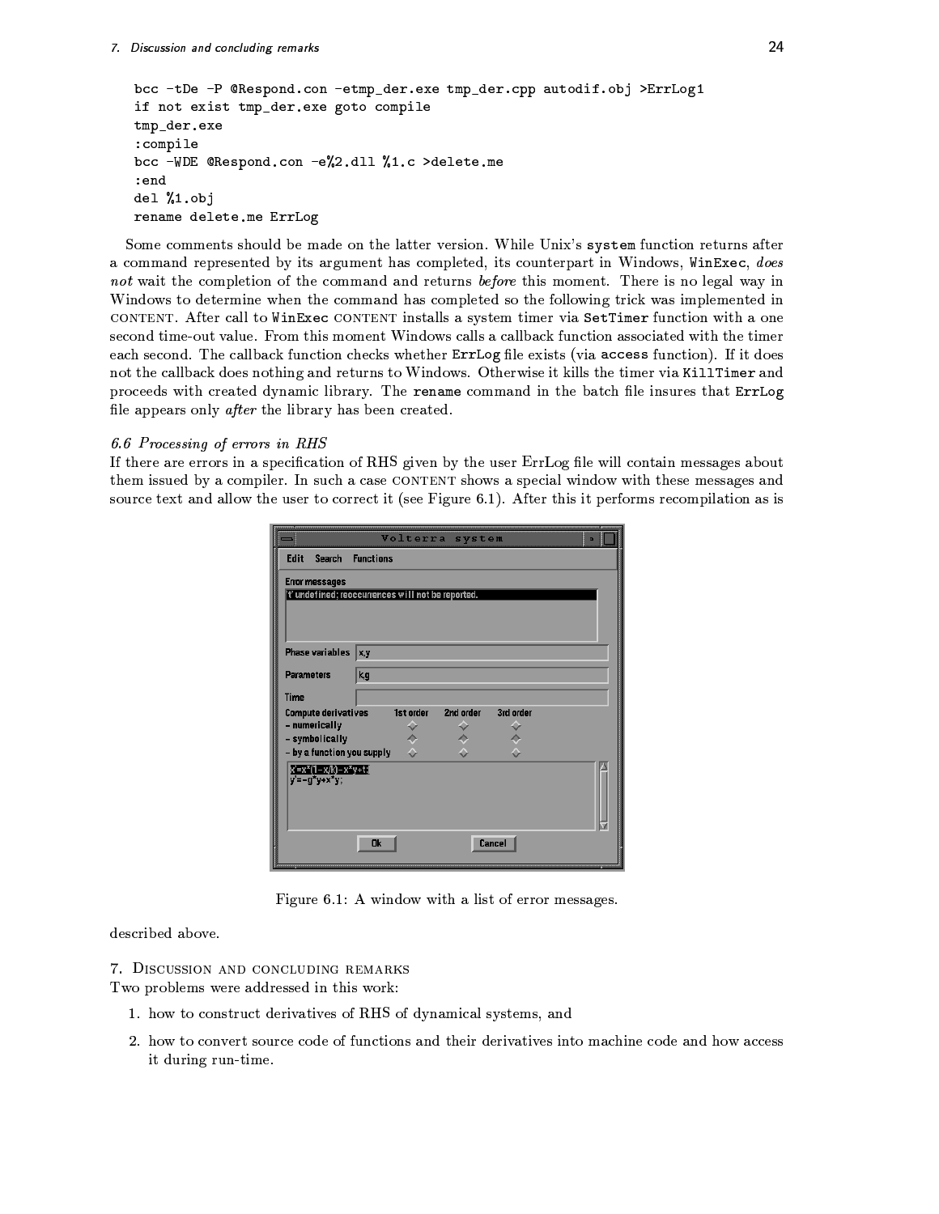```
bcc -tDe -P @Respond.con -etmp_der.exe tmp_der.cpp autodif.obj >ErrLog1
if not exist tmp_der.exe goto compile
tmp_der.exe
:compile
bcc -WDE @Respond.con -e%2.dll %1.c >delete.me
:end
del %1.obj
rename delete.me ErrLog
```

Some comments should be made on the latter version. While Unix's `system` function returns after a command represented by its argument has completed, its counterpart in Windows, `WinExec`, *does not* wait the completion of the command and returns *before* this moment. There is no legal way in Windows to determine when the command has completed so the following trick was implemented in CONTENT. After call to `WinExec` CONTENT installs a system timer via `SetTimer` function with a one second time-out value. From this moment Windows calls a callback function associated with the timer each second. The callback function checks whether `ErrLog` file exists (via `access` function). If it does not the callback does nothing and returns to Windows. Otherwise it kills the timer via `KillTimer` and proceeds with created dynamic library. The `rename` command in the batch file insures that `ErrLog` file appears only *after* the library has been created.

### 6.6 Processing of errors in RHS

If there are errors in a specification of RHS given by the user ErrLog file will contain messages about them issued by a compiler. In such a case CONTENT shows a special window with these messages and source text and allow the user to correct it (see Figure 6.1). After this it performs recompilation as is described above.

Figure 6.1: A window with a list of error messages.

## 7. Discussion and concluding remarks

Two problems were addressed in this work:

1. how to construct derivatives of RHS of dynamical systems, and
2. how to convert source code of functions and their derivatives into machine code and how access it during run-time.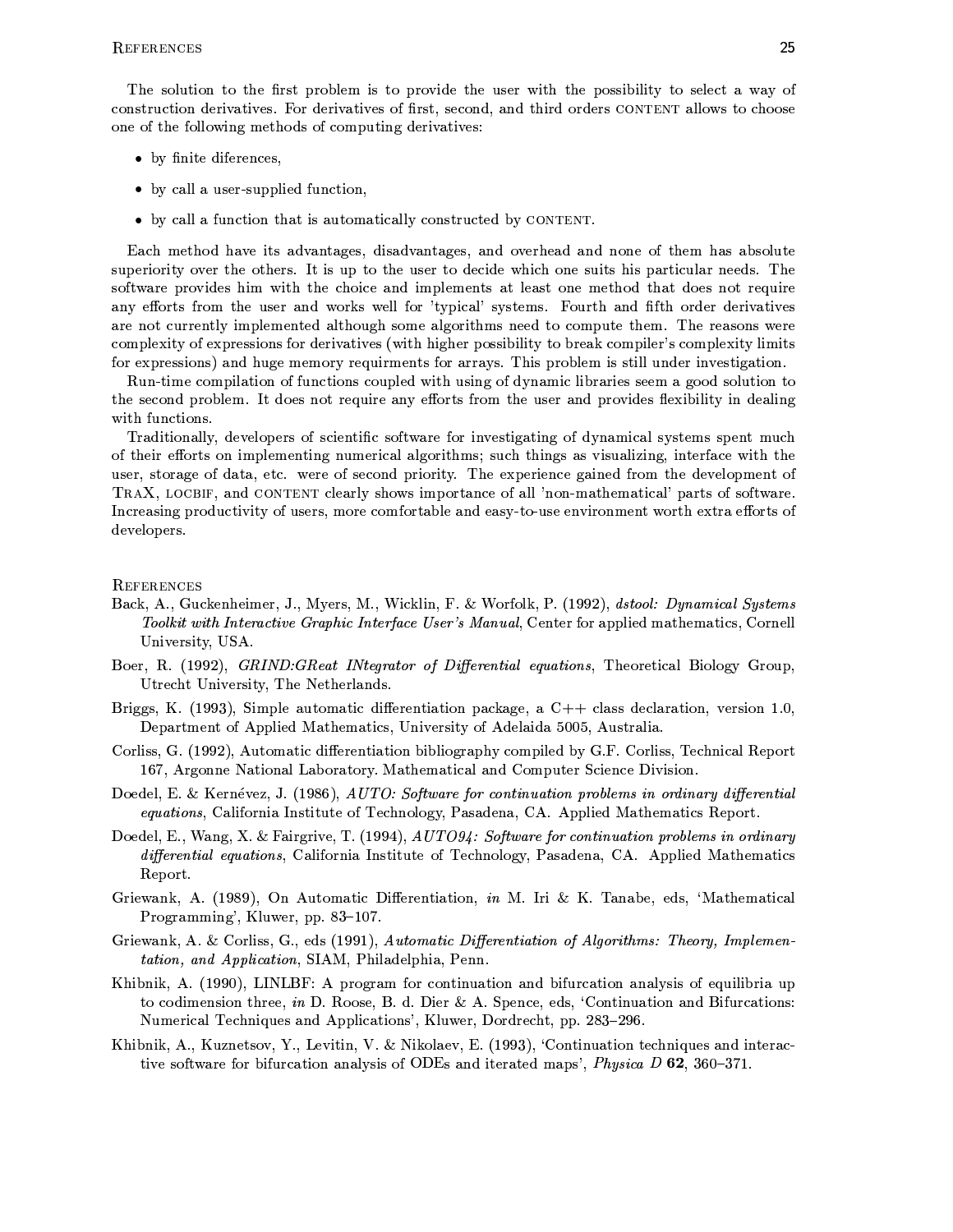The solution to the first problem is to provide the user with the possibility to select a way of construction derivatives. For derivatives of first, second, and third orders CONTENT allows to choose one of the following methods of computing derivatives:

- by finite diferences,
- by call a user-supplied function,
- by call a function that is automatically constructed by CONTENT.

Each method have its advantages, disadvantages, and overhead and none of them has absolute superiority over the others. It is up to the user to decide which one suits his particular needs. The software provides him with the choice and implements at least one method that does not require any efforts from the user and works well for 'typical' systems. Fourth and fifth order derivatives are not currently implemented although some algorithms need to compute them. The reasons were complexity of expressions for derivatives (with higher possibility to break compiler's complexity limits for expressions) and huge memory requirments for arrays. This problem is still under investigation.

Run-time compilation of functions coupled with using of dynamic libraries seem a good solution to the second problem. It does not require any efforts from the user and provides flexibility in dealing with functions.

Traditionally, developers of scientific software for investigating of dynamical systems spent much of their efforts on implementing numerical algorithms; such things as visualizing, interface with the user, storage of data, etc. were of second priority. The experience gained from the development of TRAX, LOCBIF, and CONTENT clearly shows importance of all 'non-mathematical' parts of software. Increasing productivity of users, more comfortable and easy-to-use environment worth extra efforts of developers.

## References

Back, A., Guckenheimer, J., Myers, M., Wicklin, F. & Worfolk, P. (1992), *dstool: Dynamical Systems Toolkit with Interactive Graphic Interface User's Manual*, Center for applied mathematics, Cornell University, USA.

Boer, R. (1992), *GRIND:GReat INtegrator of Differential equations*, Theoretical Biology Group, Utrecht University, The Netherlands.

Briggs, K. (1993), Simple automatic differentiation package, a C++ class declaration, version 1.0, Department of Applied Mathematics, University of Adelaida 5005, Australia.

Corliss, G. (1992), Automatic differentiation bibliography compiled by G.F. Corliss, Technical Report 167, Argonne National Laboratory. Mathematical and Computer Science Division.

Doedel, E. & Kernévez, J. (1986), *AUTO: Software for continuation problems in ordinary differential equations*, California Institute of Technology, Pasadena, CA. Applied Mathematics Report.

Doedel, E., Wang, X. & Fairgrive, T. (1994), *AUTO94: Software for continuation problems in ordinary differential equations*, California Institute of Technology, Pasadena, CA. Applied Mathematics Report.

Griewank, A. (1989), On Automatic Differentiation, *in* M. Iri & K. Tanabe, eds, 'Mathematical Programming', Kluwer, pp. 83–107.

Griewank, A. & Corliss, G., eds (1991), *Automatic Differentiation of Algorithms: Theory, Implementation, and Application*, SIAM, Philadelphia, Penn.

Khibnik, A. (1990), LINLBF: A program for continuation and bifurcation analysis of equilibria up to codimension three, *in* D. Roose, B. d. Dier & A. Spence, eds, 'Continuation and Bifurcations: Numerical Techniques and Applications', Kluwer, Dordrecht, pp. 283–296.

Khibnik, A., Kuznetsov, Y., Levitin, V. & Nikolaev, E. (1993), 'Continuation techniques and interactive software for bifurcation analysis of ODEs and iterated maps', *Physica D* **62**, 360–371.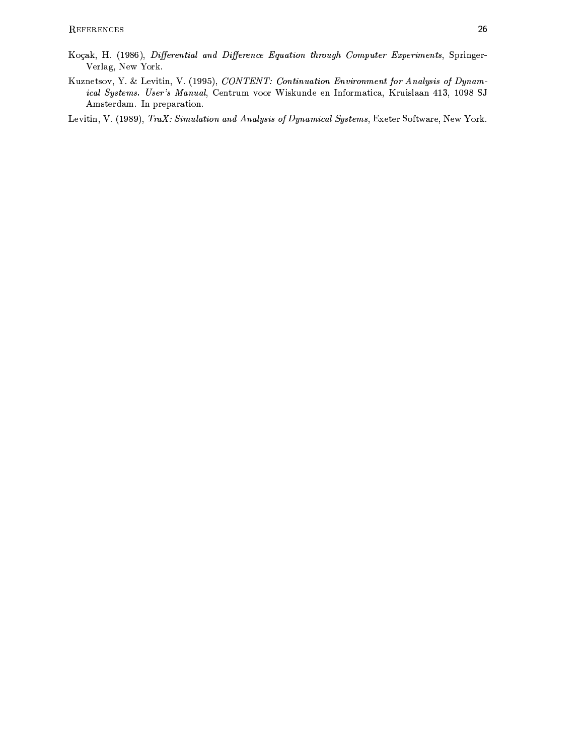Koçak, H. (1986), *Differential and Difference Equation through Computer Experiments*, Springer-Verlag, New York.

Kuznetsov, Y. & Levitin, V. (1995), *CONTENT: Continuation Environment for Analysis of Dynamical Systems. User's Manual*, Centrum voor Wiskunde en Informatica, Kruislaan 413, 1098 SJ Amsterdam. In preparation.

Levitin, V. (1989), *TraX: Simulation and Analysis of Dynamical Systems*, Exeter Software, New York.